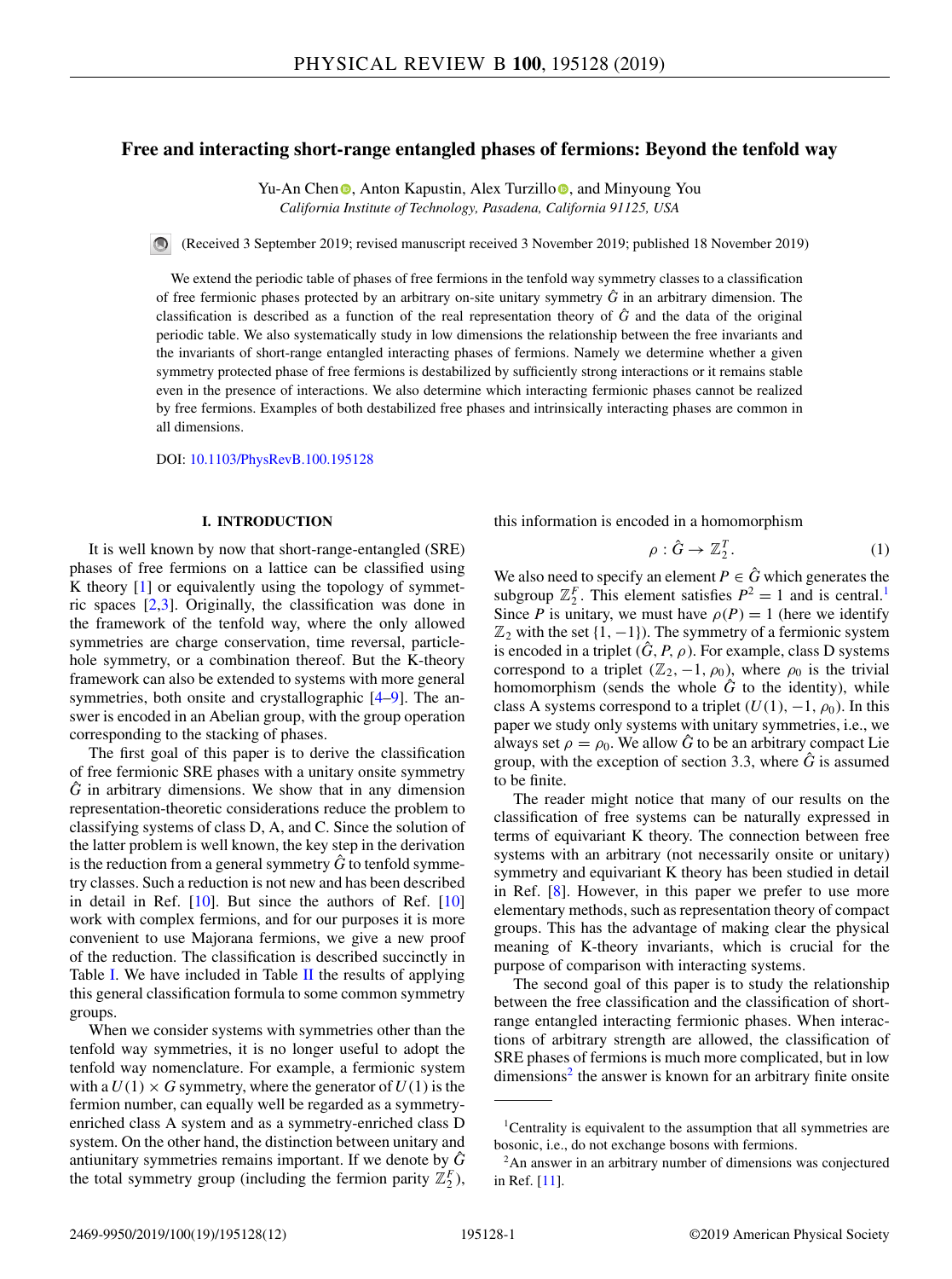# Free and interacting short-range entangled phases of fermions: Beyond the tenfold way

Yu-An Chen, Anton Kapustin, Alex Turzillo, and Minyoung You

*California Institute of Technology, Pasadena, California 91125, USA*

(Received 3 September 2019; revised manuscript received 3 November 2019; published 18 November 2019)

We extend the periodic table of phases of free fermions in the tenfold way symmetry classes to a classification of free fermionic phases protected by an arbitrary on-site unitary symmetry $\hat{G}$ in an arbitrary dimension. The classification is described as a function of the real representation theory of $\hat{G}$ and the data of the original periodic table. We also systematically study in low dimensions the relationship between the free invariants and the invariants of short-range entangled interacting phases of fermions. Namely we determine whether a given symmetry protected phase of free fermions is destabilized by sufficiently strong interactions or it remains stable even in the presence of interactions. We also determine which interacting fermionic phases cannot be realized by free fermions. Examples of both destabilized free phases and intrinsically interacting phases are common in all dimensions.

DOI: 10.1103/PhysRevB.100.195128

## I. INTRODUCTION

It is well known by now that short-range-entangled (SRE) phases of free fermions on a lattice can be classified using K theory [1] or equivalently using the topology of symmetric spaces [2,3]. Originally, the classification was done in the framework of the tenfold way, where the only allowed symmetries are charge conservation, time reversal, particle-hole symmetry, or a combination thereof. But the K-theory framework can also be extended to systems with more general symmetries, both onsite and crystallographic [4–9]. The answer is encoded in an Abelian group, with the group operation corresponding to the stacking of phases.

The first goal of this paper is to derive the classification of free fermionic SRE phases with a unitary onsite symmetry $\hat{G}$ in arbitrary dimensions. We show that in any dimension representation-theoretic considerations reduce the problem to classifying systems of class D, A, and C. Since the solution of the latter problem is well known, the key step in the derivation is the reduction from a general symmetry $\hat{G}$ to tenfold symmetry classes. Such a reduction is not new and has been described in detail in Ref. [10]. But since the authors of Ref. [10] work with complex fermions, and for our purposes it is more convenient to use Majorana fermions, we give a new proof of the reduction. The classification is described succinctly in Table I. We have included in Table II the results of applying this general classification formula to some common symmetry groups.

When we consider systems with symmetries other than the tenfold way symmetries, it is no longer useful to adopt the tenfold way nomenclature. For example, a fermionic system with a $U(1) \times G$ symmetry, where the generator of $U(1)$ is the fermion number, can equally well be regarded as a symmetry-enriched class A system and as a symmetry-enriched class D system. On the other hand, the distinction between unitary and antiunitary symmetries remains important. If we denote by $\hat{G}$ the total symmetry group (including the fermion parity $\mathbb{Z}_2^F$), this information is encoded in a homomorphism

$$\rho : \hat{G} \to \mathbb{Z}_2^T. \tag{1}$$

We also need to specify an element $P \in \hat{G}$ which generates the subgroup $\mathbb{Z}_2^F$. This element satisfies $P^2 = 1$ and is central.[1] Since $P$ is unitary, we must have $\rho(P) = 1$ (here we identify $\mathbb{Z}_2$ with the set $\{1, -1\}$). The symmetry of a fermionic system is encoded in a triplet $(\hat{G}, P, \rho)$. For example, class D systems correspond to a triplet $(\mathbb{Z}_2, -1, \rho_0)$, where $\rho_0$ is the trivial homomorphism (sends the whole $\hat{G}$ to the identity), while class A systems correspond to a triplet $(U(1), -1, \rho_0)$. In this paper we study only systems with unitary symmetries, i.e., we always set $\rho = \rho_0$. We allow $\hat{G}$ to be an arbitrary compact Lie group, with the exception of section 3.3, where $\hat{G}$ is assumed to be finite.

The reader might notice that many of our results on the classification of free systems can be naturally expressed in terms of equivariant K theory. The connection between free systems with an arbitrary (not necessarily onsite or unitary) symmetry and equivariant K theory has been studied in detail in Ref. [8]. However, in this paper we prefer to use more elementary methods, such as representation theory of compact groups. This has the advantage of making clear the physical meaning of K-theory invariants, which is crucial for the purpose of comparison with interacting systems.

The second goal of this paper is to study the relationship between the free classification and the classification of short-range entangled interacting fermionic phases. When interactions of arbitrary strength are allowed, the classification of SRE phases of fermions is much more complicated, but in low dimensions[2] the answer is known for an arbitrary finite onsite

[1] Centrality is equivalent to the assumption that all symmetries are bosonic, i.e., do not exchange bosons with fermions.

[2] An answer in an arbitrary number of dimensions was conjectured in Ref. [11].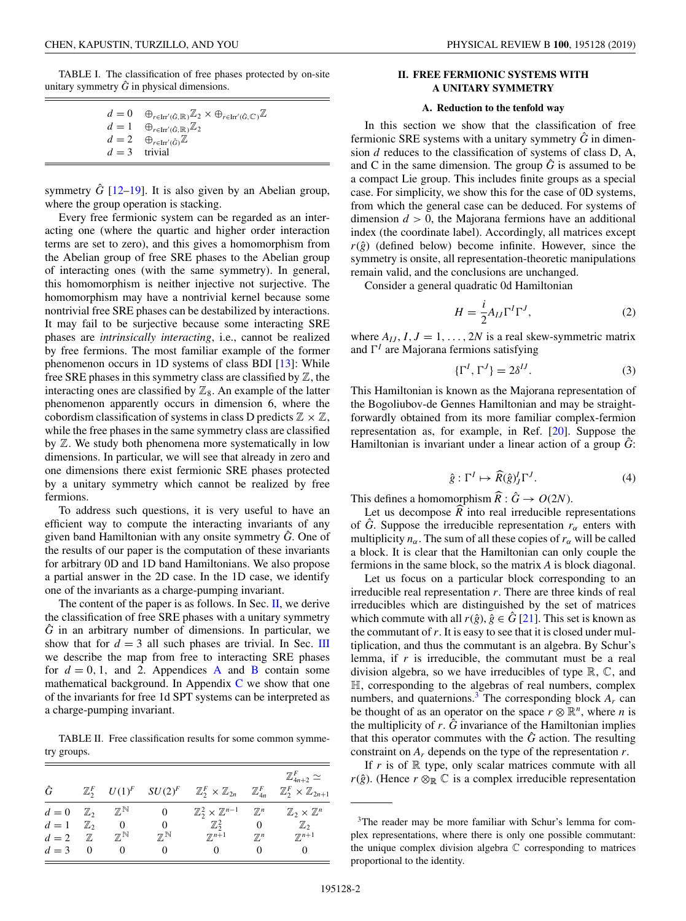TABLE I. The classification of free phases protected by on-site unitary symmetry $\hat{G}$ in physical dimensions.

| | |
|---|---|
| $d=0$ | $\oplus_{r\in \mathrm{Irr}'(\hat{G},\mathbb{R})}\mathbb{Z}_2 \times \oplus_{r\in \mathrm{Irr}'(\hat{G},\mathbb{C})}\mathbb{Z}$ |
| $d=1$ | $\oplus_{r\in \mathrm{Irr}'(\hat{G},\mathbb{R})}\mathbb{Z}_2$ |
| $d=2$ | $\oplus_{r\in \mathrm{Irr}'(\hat{G})}\mathbb{Z}$ |
| $d=3$ | trivial |

symmetry $\hat{G}$ [12–19]. It is also given by an Abelian group, where the group operation is stacking.

Every free fermionic system can be regarded as an interacting one (where the quartic and higher order interaction terms are set to zero), and this gives a homomorphism from the Abelian group of free SRE phases to the Abelian group of interacting ones (with the same symmetry). In general, this homomorphism is neither injective not surjective. The homomorphism may have a nontrivial kernel because some nontrivial free SRE phases can be destabilized by interactions. It may fail to be surjective because some interacting SRE phases are *intrinsically interacting*, i.e., cannot be realized by free fermions. The most familiar example of the former phenomenon occurs in 1D systems of class BDI [13]: While free SRE phases in this symmetry class are classified by $\mathbb{Z}$, the interacting ones are classified by $\mathbb{Z}_8$. An example of the latter phenomenon apparently occurs in dimension 6, where the cobordism classification of systems in class D predicts $\mathbb{Z}\times\mathbb{Z}$, while the free phases in the same symmetry class are classified by $\mathbb{Z}$. We study both phenomena more systematically in low dimensions. In particular, we will see that already in zero and one dimensions there exist fermionic SRE phases protected by a unitary symmetry which cannot be realized by free fermions.

To address such questions, it is very useful to have an efficient way to compute the interacting invariants of any given band Hamiltonian with any onsite symmetry $\hat{G}$. One of the results of our paper is the computation of these invariants for arbitrary 0D and 1D band Hamiltonians. We also propose a partial answer in the 2D case. In the 1D case, we identify one of the invariants as a charge-pumping invariant.

The content of the paper is as follows. In Sec. II, we derive the classification of free SRE phases with a unitary symmetry $\hat{G}$ in an arbitrary number of dimensions. In particular, we show that for $d=3$ all such phases are trivial. In Sec. III we describe the map from free to interacting SRE phases for $d=0,1,$ and 2. Appendices A and B contain some mathematical background. In Appendix C we show that one of the invariants for free 1d SPT systems can be interpreted as a charge-pumping invariant.

TABLE II. Free classification results for some common symmetry groups.

| $\hat{G}$ | $\mathbb{Z}_2^F$ | $U(1)^F$ | $SU(2)^F$ | $\mathbb{Z}_2^F\times\mathbb{Z}_{2n}$ | $\mathbb{Z}_{4n}^F$ | $\mathbb{Z}_{4n+2}^F \simeq \mathbb{Z}_2^F\times\mathbb{Z}_{2n+1}$ |
|---|---|---|---|---|---|---|
| $d=0$ | $\mathbb{Z}_2$ | $\mathbb{Z}^{\mathbb{N}}$ | 0 | $\mathbb{Z}_2^2\times\mathbb{Z}^{n-1}$ | $\mathbb{Z}^n$ | $\mathbb{Z}_2\times\mathbb{Z}^n$ |
| $d=1$ | $\mathbb{Z}_2$ | 0 | 0 | $\mathbb{Z}_2^2$ | 0 | $\mathbb{Z}_2$ |
| $d=2$ | $\mathbb{Z}$ | $\mathbb{Z}^{\mathbb{N}}$ | $\mathbb{Z}^{\mathbb{N}}$ | $\mathbb{Z}^{n+1}$ | $\mathbb{Z}^n$ | $\mathbb{Z}^{n+1}$ |
| $d=3$ | 0 | 0 | 0 | 0 | 0 | 0 |

## II. FREE FERMIONIC SYSTEMS WITH A UNITARY SYMMETRY

### A. Reduction to the tenfold way

In this section we show that the classification of free fermionic SRE systems with a unitary symmetry $\hat{G}$ in dimension $d$ reduces to the classification of systems of class D, A, and C in the same dimension. The group $\hat{G}$ is assumed to be a compact Lie group. This includes finite groups as a special case. For simplicity, we show this for the case of 0D systems, from which the general case can be deduced. For systems of dimension $d>0$, the Majorana fermions have an additional index (the coordinate label). Accordingly, all matrices except $r(\hat{g})$ (defined below) become infinite. However, since the symmetry is onsite, all representation-theoretic manipulations remain valid, and the conclusions are unchanged.

Consider a general quadratic 0d Hamiltonian

$$H=\frac{i}{2}A_{IJ}\Gamma^I\Gamma^J, \tag{2}$$

where $A_{IJ}$, $I,J=1,\dots,2N$ is a real skew-symmetric matrix and $\Gamma^I$ are Majorana fermions satisfying

$$\{\Gamma^I,\Gamma^J\}=2\delta^{IJ}. \tag{3}$$

This Hamiltonian is known as the Majorana representation of the Bogoliubov-de Gennes Hamiltonian and may be straightforwardly obtained from its more familiar complex-fermion representation as, for example, in Ref. [20]. Suppose the Hamiltonian is invariant under a linear action of a group $\hat{G}$:

$$\hat{g}:\Gamma^I\mapsto \widehat{R}(\hat{g})^I_J\Gamma^J. \tag{4}$$

This defines a homomorphism $\widehat{R}:\hat{G}\to O(2N)$.

Let us decompose $\widehat{R}$ into real irreducible representations of $\hat{G}$. Suppose the irreducible representation $r_\alpha$ enters with multiplicity $n_\alpha$. The sum of all these copies of $r_\alpha$ will be called a block. It is clear that the Hamiltonian can only couple the fermions in the same block, so the matrix $A$ is block diagonal.

Let us focus on a particular block corresponding to an irreducible real representation $r$. There are three kinds of real irreducibles which are distinguished by the set of matrices which commute with all $r(\hat{g})$, $\hat{g}\in\hat{G}$ [21]. This set is known as the commutant of $r$. It is easy to see that it is closed under multiplication, and thus the commutant is an algebra. By Schur's lemma, if $r$ is irreducible, the commutant must be a real division algebra, so we have irreducibles of type $\mathbb{R}$, $\mathbb{C}$, and $\mathbb{H}$, corresponding to the algebras of real numbers, complex numbers, and quaternions.[3] The corresponding block $A_r$ can be thought of as an operator on the space $r\otimes\mathbb{R}^n$, where $n$ is the multiplicity of $r$. $\hat{G}$ invariance of the Hamiltonian implies that this operator commutes with the $\hat{G}$ action. The resulting constraint on $A_r$ depends on the type of the representation $r$.

If $r$ is of $\mathbb{R}$ type, only scalar matrices commute with all $r(\hat{g})$. (Hence $r\otimes_{\mathbb{R}}\mathbb{C}$ is a complex irreducible representation

[3]The reader may be more familiar with Schur's lemma for complex representations, where there is only one possible commutant: the unique complex division algebra $\mathbb{C}$ corresponding to matrices proportional to the identity.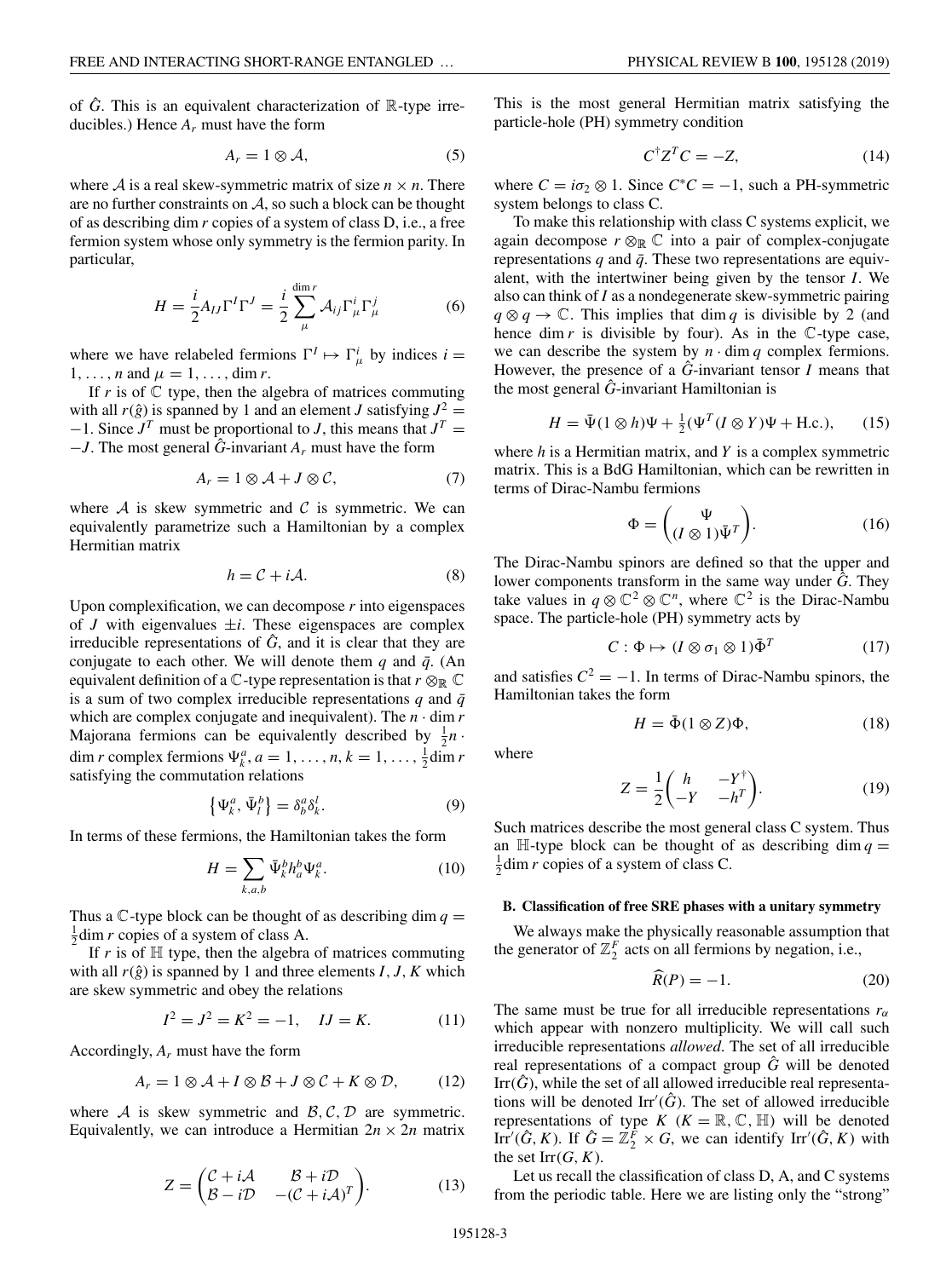of $\hat{G}$. This is an equivalent characterization of $\mathbb{R}$-type irreducibles.) Hence $A_r$ must have the form

$$A_r = 1 \otimes \mathcal{A}, \tag{5}$$

where $\mathcal{A}$ is a real skew-symmetric matrix of size $n \times n$. There are no further constraints on $\mathcal{A}$, so such a block can be thought of as describing $\dim r$ copies of a system of class D, i.e., a free fermion system whose only symmetry is the fermion parity. In particular,

$$H = \frac{i}{2} A_{IJ} \Gamma^I \Gamma^J = \frac{i}{2} \sum_{\mu}^{\dim r} \mathcal{A}_{ij} \Gamma^i_\mu \Gamma^j_\mu \tag{6}$$

where we have relabeled fermions $\Gamma^I \mapsto \Gamma^i_\mu$ by indices $i = 1, \ldots, n$ and $\mu = 1, \ldots, \dim r$.

If $r$ is of $\mathbb{C}$ type, then the algebra of matrices commuting with all $r(\hat{g})$ is spanned by 1 and an element $J$ satisfying $J^2 = -1$. Since $J^T$ must be proportional to $J$, this means that $J^T = -J$. The most general $\hat{G}$-invariant $A_r$ must have the form

$$A_r = 1 \otimes \mathcal{A} + J \otimes \mathcal{C}, \tag{7}$$

where $\mathcal{A}$ is skew symmetric and $\mathcal{C}$ is symmetric. We can equivalently parametrize such a Hamiltonian by a complex Hermitian matrix

$$h = \mathcal{C} + i\mathcal{A}. \tag{8}$$

Upon complexification, we can decompose $r$ into eigenspaces of $J$ with eigenvalues $\pm i$. These eigenspaces are complex irreducible representations of $\hat{G}$, and it is clear that they are conjugate to each other. We will denote them $q$ and $\bar{q}$. (An equivalent definition of a $\mathbb{C}$-type representation is that $r \otimes_{\mathbb{R}} \mathbb{C}$ is a sum of two complex irreducible representations $q$ and $\bar{q}$ which are complex conjugate and inequivalent.) The $n \cdot \dim r$ Majorana fermions can be equivalently described by $\frac{1}{2} n \cdot \dim r$ complex fermions $\Psi^a_k$, $a = 1, \ldots, n$, $k = 1, \ldots, \frac{1}{2} \dim r$ satisfying the commutation relations

$$\left\{ \Psi^a_k, \bar{\Psi}^b_l \right\} = \delta^a_b \delta^l_k. \tag{9}$$

In terms of these fermions, the Hamiltonian takes the form

$$H = \sum_{k,a,b} \bar{\Psi}^b_k h^b_a \Psi^a_k. \tag{10}$$

Thus a $\mathbb{C}$-type block can be thought of as describing $\dim q = \frac{1}{2} \dim r$ copies of a system of class A.

If $r$ is of $\mathbb{H}$ type, then the algebra of matrices commuting with all $r(\hat{g})$ is spanned by 1 and three elements $I, J, K$ which are skew symmetric and obey the relations

$$I^2 = J^2 = K^2 = -1, \quad IJ = K. \tag{11}$$

Accordingly, $A_r$ must have the form

$$A_r = 1 \otimes \mathcal{A} + I \otimes \mathcal{B} + J \otimes \mathcal{C} + K \otimes \mathcal{D}, \tag{12}$$

where $\mathcal{A}$ is skew symmetric and $\mathcal{B}, \mathcal{C}, \mathcal{D}$ are symmetric. Equivalently, we can introduce a Hermitian $2n \times 2n$ matrix

$$Z = \begin{pmatrix} \mathcal{C} + i\mathcal{A} & \mathcal{B} + i\mathcal{D} \\ \mathcal{B} - i\mathcal{D} & -(\mathcal{C} + i\mathcal{A})^T \end{pmatrix}. \tag{13}$$

This is the most general Hermitian matrix satisfying the particle-hole (PH) symmetry condition

$$C^\dagger Z^T C = -Z, \tag{14}$$

where $C = i\sigma_2 \otimes 1$. Since $C^* C = -1$, such a PH-symmetric system belongs to class C.

To make this relationship with class C systems explicit, we again decompose $r \otimes_{\mathbb{R}} \mathbb{C}$ into a pair of complex-conjugate representations $q$ and $\bar{q}$. These two representations are equivalent, with the intertwiner being given by the tensor $I$. We also can think of $I$ as a nondegenerate skew-symmetric pairing $q \otimes q \to \mathbb{C}$. This implies that $\dim q$ is divisible by 2 (and hence $\dim r$ is divisible by four). As in the $\mathbb{C}$-type case, we can describe the system by $n \cdot \dim q$ complex fermions. However, the presence of a $\hat{G}$-invariant tensor $I$ means that the most general $\hat{G}$-invariant Hamiltonian is

$$H = \bar{\Psi}(1 \otimes h)\Psi + \tfrac{1}{2}(\Psi^T (I \otimes Y)\Psi + \text{H.c.}), \tag{15}$$

where $h$ is a Hermitian matrix, and $Y$ is a complex symmetric matrix. This is a BdG Hamiltonian, which can be rewritten in terms of Dirac-Nambu fermions

$$\Phi = \begin{pmatrix} \Psi \\ (I \otimes 1)\bar{\Psi}^T \end{pmatrix}. \tag{16}$$

The Dirac-Nambu spinors are defined so that the upper and lower components transform in the same way under $\hat{G}$. They take values in $q \otimes \mathbb{C}^2 \otimes \mathbb{C}^n$, where $\mathbb{C}^2$ is the Dirac-Nambu space. The particle-hole (PH) symmetry acts by

$$C : \Phi \mapsto (I \otimes \sigma_1 \otimes 1)\bar{\Phi}^T \tag{17}$$

and satisfies $C^2 = -1$. In terms of Dirac-Nambu spinors, the Hamiltonian takes the form

$$H = \bar{\Phi}(1 \otimes Z)\Phi, \tag{18}$$

where

$$Z = \frac{1}{2} \begin{pmatrix} h & -Y^\dagger \\ -Y & -h^T \end{pmatrix}. \tag{19}$$

Such matrices describe the most general class C system. Thus an $\mathbb{H}$-type block can be thought of as describing $\dim q = \frac{1}{2} \dim r$ copies of a system of class C.

### B. Classification of free SRE phases with a unitary symmetry

We always make the physically reasonable assumption that the generator of $\mathbb{Z}_2^F$ acts on all fermions by negation, i.e.,

$$\widehat{R}(P) = -1. \tag{20}$$

The same must be true for all irreducible representations $r_\alpha$ which appear with nonzero multiplicity. We will call such irreducible representations *allowed*. The set of all irreducible real representations of a compact group $\hat{G}$ will be denoted $\text{Irr}(\hat{G})$, while the set of all allowed irreducible real representations will be denoted $\text{Irr}'(\hat{G})$. The set of allowed irreducible representations of type $K$ ($K = \mathbb{R}, \mathbb{C}, \mathbb{H}$) will be denoted $\text{Irr}'(\hat{G}, K)$. If $\hat{G} = \mathbb{Z}_2^F \times G$, we can identify $\text{Irr}'(\hat{G}, K)$ with the set $\text{Irr}(G, K)$.

Let us recall the classification of class D, A, and C systems from the periodic table. Here we are listing only the "strong"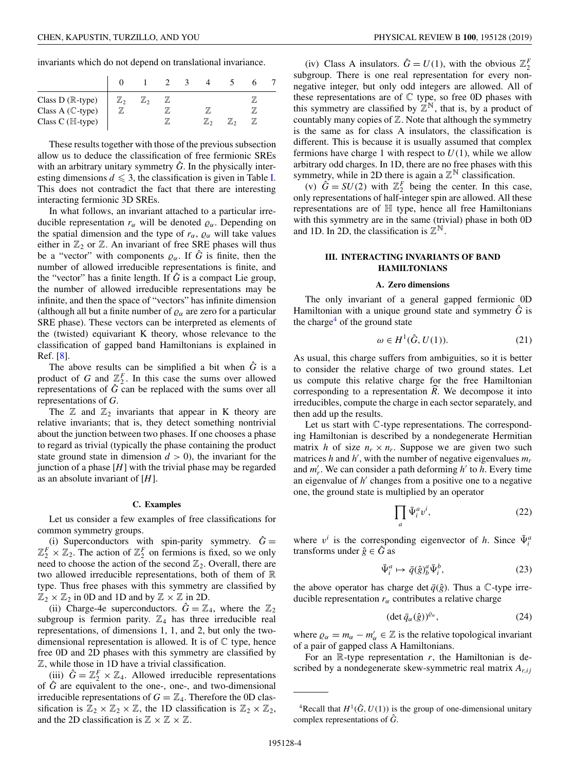invariants which do not depend on translational invariance.

| | 0 | 1 | 2 | 3 | 4 | 5 | 6 | 7 |
|---|---|---|---|---|---|---|---|---|
| Class D ($\mathbb{R}$-type) | $\mathbb{Z}_2$ | $\mathbb{Z}_2$ | $\mathbb{Z}$ | | | | $\mathbb{Z}$ | |
| Class A ($\mathbb{C}$-type) | $\mathbb{Z}$ | | $\mathbb{Z}$ | | $\mathbb{Z}$ | | $\mathbb{Z}$ | |
| Class C ($\mathbb{H}$-type) | | | $\mathbb{Z}$ | | $\mathbb{Z}_2$ | $\mathbb{Z}_2$ | $\mathbb{Z}$ | |

These results together with those of the previous subsection allow us to deduce the classification of free fermionic SREs with an arbitrary unitary symmetry $\hat{G}$. In the physically interesting dimensions $d \leqslant 3$, the classification is given in Table I. This does not contradict the fact that there are interesting interacting fermionic 3D SREs.

In what follows, an invariant attached to a particular irreducible representation $r_\alpha$ will be denoted $\varrho_\alpha$. Depending on the spatial dimension and the type of $r_\alpha$, $\varrho_\alpha$ will take values either in $\mathbb{Z}_2$ or $\mathbb{Z}$. An invariant of free SRE phases will thus be a "vector" with components $\varrho_\alpha$. If $\hat{G}$ is finite, then the number of allowed irreducible representations is finite, and the "vector" has a finite length. If $\hat{G}$ is a compact Lie group, the number of allowed irreducible representations may be infinite, and then the space of "vectors" has infinite dimension (although all but a finite number of $\varrho_\alpha$ are zero for a particular SRE phase). These vectors can be interpreted as elements of the (twisted) equivariant K theory, whose relevance to the classification of gapped band Hamiltonians is explained in Ref. [8].

The above results can be simplified a bit when $\hat{G}$ is a product of $G$ and $\mathbb{Z}_2^F$. In this case the sums over allowed representations of $\hat{G}$ can be replaced with the sums over all representations of $G$.

The $\mathbb{Z}$ and $\mathbb{Z}_2$ invariants that appear in K theory are relative invariants; that is, they detect something nontrivial about the junction between two phases. If one chooses a phase to regard as trivial (typically the phase containing the product state ground state in dimension $d > 0$), the invariant for the junction of a phase $[H]$ with the trivial phase may be regarded as an absolute invariant of $[H]$.

### C. Examples

Let us consider a few examples of free classifications for common symmetry groups.

(i) Superconductors with spin-parity symmetry. $\hat{G} = \mathbb{Z}_2^F \times \mathbb{Z}_2$. The action of $\mathbb{Z}_2^F$ on fermions is fixed, so we only need to choose the action of the second $\mathbb{Z}_2$. Overall, there are two allowed irreducible representations, both of them of $\mathbb{R}$ type. Thus free phases with this symmetry are classified by $\mathbb{Z}_2 \times \mathbb{Z}_2$ in 0D and 1D and by $\mathbb{Z} \times \mathbb{Z}$ in 2D.

(ii) Charge-4e superconductors. $\hat{G} = \mathbb{Z}_4$, where the $\mathbb{Z}_2$ subgroup is fermion parity. $\mathbb{Z}_4$ has three irreducible real representations, of dimensions 1, 1, and 2, but only the two-dimensional representation is allowed. It is of $\mathbb{C}$ type, hence free 0D and 2D phases with this symmetry are classified by $\mathbb{Z}$, while those in 1D have a trivial classification.

(iii) $\hat{G} = \mathbb{Z}_2^F \times \mathbb{Z}_4$. Allowed irreducible representations of $\hat{G}$ are equivalent to the one-, one-, and two-dimensional irreducible representations of $G = \mathbb{Z}_4$. Therefore the 0D classification is $\mathbb{Z}_2 \times \mathbb{Z}_2 \times \mathbb{Z}$, the 1D classification is $\mathbb{Z}_2 \times \mathbb{Z}_2$, and the 2D classification is $\mathbb{Z} \times \mathbb{Z} \times \mathbb{Z}$.

(iv) Class A insulators. $\hat{G} = U(1)$, with the obvious $\mathbb{Z}_2^F$ subgroup. There is one real representation for every non-negative integer, but only odd integers are allowed. All of these representations are of $\mathbb{C}$ type, so free 0D phases with this symmetry are classified by $\mathbb{Z}^{\mathbb{N}}$, that is, by a product of countably many copies of $\mathbb{Z}$. Note that although the symmetry is the same as for class A insulators, the classification is different. This is because it is usually assumed that complex fermions have charge 1 with respect to $U(1)$, while we allow arbitrary odd charges. In 1D, there are no free phases with this symmetry, while in 2D there is again a $\mathbb{Z}^{\mathbb{N}}$ classification.

(v) $\hat{G} = SU(2)$ with $\mathbb{Z}_2^F$ being the center. In this case, only representations of half-integer spin are allowed. All these representations are of $\mathbb{H}$ type, hence all free Hamiltonians with this symmetry are in the same (trivial) phase in both 0D and 1D. In 2D, the classification is $\mathbb{Z}^{\mathbb{N}}$.

## III. INTERACTING INVARIANTS OF BAND HAMILTONIANS

### A. Zero dimensions

The only invariant of a general gapped fermionic 0D Hamiltonian with a unique ground state and symmetry $\hat{G}$ is the charge[4] of the ground state

$$\omega \in H^1(\hat{G}, U(1)). \tag{21}$$

As usual, this charge suffers from ambiguities, so it is better to consider the relative charge of two ground states. Let us compute this relative charge for the free Hamiltonian corresponding to a representation $\widehat{R}$. We decompose it into irreducibles, compute the charge in each sector separately, and then add up the results.

Let us start with $\mathbb{C}$-type representations. The corresponding Hamiltonian is described by a nondegenerate Hermitian matrix $h$ of size $n_r \times n_r$. Suppose we are given two such matrices $h$ and $h'$, with the number of negative eigenvalues $m_r$ and $m_r'$. We can consider a path deforming $h'$ to $h$. Every time an eigenvalue of $h'$ changes from a positive one to a negative one, the ground state is multiplied by an operator

$$\prod_a \bar{\Psi}_i^a v^i, \tag{22}$$

where $v^i$ is the corresponding eigenvector of $h$. Since $\bar{\Psi}_i^a$ transforms under $\hat{g} \in \hat{G}$ as

$$\bar{\Psi}_i^a \mapsto \bar{q}(\hat{g})_b^a \bar{\Psi}_i^b, \tag{23}$$

the above operator has charge $\det \bar{q}(\hat{g})$. Thus a $\mathbb{C}$-type irreducible representation $r_\alpha$ contributes a relative charge

$$(\det \bar{q}_\alpha(\hat{g}))^{\varrho_\alpha}, \tag{24}$$

where $\varrho_\alpha = m_\alpha - m_\alpha' \in \mathbb{Z}$ is the relative topological invariant of a pair of gapped class A Hamiltonians.

For an $\mathbb{R}$-type representation $r$, the Hamiltonian is described by a nondegenerate skew-symmetric real matrix $A_{r,ij}$

---

[4] Recall that $H^1(\hat{G}, U(1))$ is the group of one-dimensional unitary complex representations of $\hat{G}$.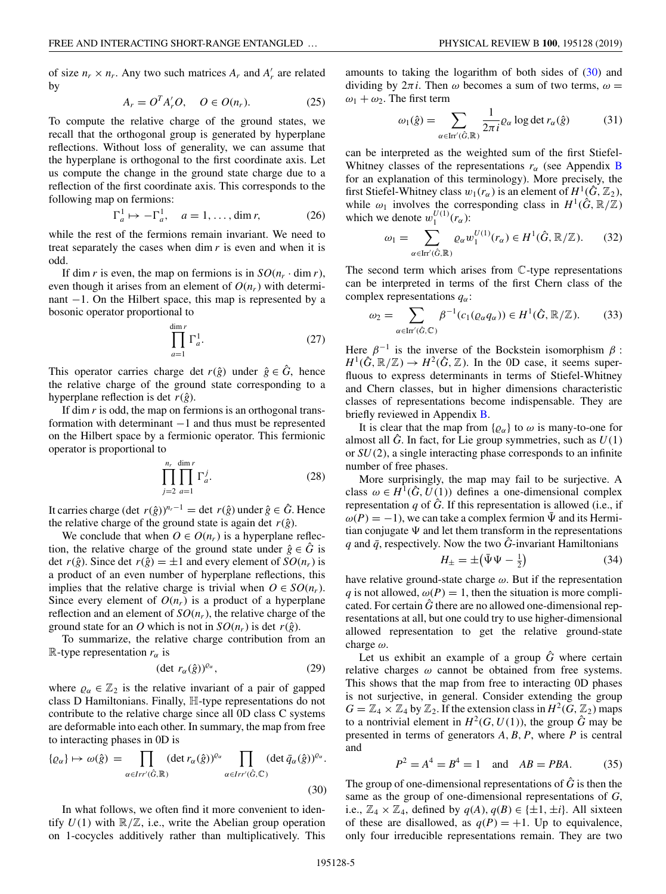of size $n_r \times n_r$. Any two such matrices $A_r$ and $A'_r$ are related by

$$A_r = O^T A'_r O, \quad O \in O(n_r). \tag{25}$$

To compute the relative charge of the ground states, we recall that the orthogonal group is generated by hyperplane reflections. Without loss of generality, we can assume that the hyperplane is orthogonal to the first coordinate axis. Let us compute the change in the ground state charge due to a reflection of the first coordinate axis. This corresponds to the following map on fermions:

$$\Gamma_a^1 \mapsto -\Gamma_a^1, \quad a = 1, \ldots, \dim r, \tag{26}$$

while the rest of the fermions remain invariant. We need to treat separately the cases when $\dim r$ is even and when it is odd.

If $\dim r$ is even, the map on fermions is in $SO(n_r \cdot \dim r)$, even though it arises from an element of $O(n_r)$ with determinant $-1$. On the Hilbert space, this map is represented by a bosonic operator proportional to

$$\prod_{a=1}^{\dim r} \Gamma_a^1. \tag{27}$$

This operator carries charge $\det r(\hat{g})$ under $\hat{g} \in \hat{G}$, hence the relative charge of the ground state corresponding to a hyperplane reflection is $\det r(\hat{g})$.

If $\dim r$ is odd, the map on fermions is an orthogonal transformation with determinant $-1$ and thus must be represented on the Hilbert space by a fermionic operator. This fermionic operator is proportional to

$$\prod_{j=2}^{n_r} \prod_{a=1}^{\dim r} \Gamma_a^j. \tag{28}$$

It carries charge $(\det r(\hat{g}))^{n_r-1} = \det r(\hat{g})$ under $\hat{g} \in \hat{G}$. Hence the relative charge of the ground state is again $\det r(\hat{g})$.

We conclude that when $O \in O(n_r)$ is a hyperplane reflection, the relative charge of the ground state under $\hat{g} \in \hat{G}$ is $\det r(\hat{g})$. Since $\det r(\hat{g}) = \pm 1$ and every element of $SO(n_r)$ is a product of an even number of hyperplane reflections, this implies that the relative charge is trivial when $O \in SO(n_r)$. Since every element of $O(n_r)$ is a product of a hyperplane reflection and an element of $SO(n_r)$, the relative charge of the ground state for an $O$ which is not in $SO(n_r)$ is $\det r(\hat{g})$.

To summarize, the relative charge contribution from an $\mathbb{R}$-type representation $r_\alpha$ is

$$(\det r_\alpha(\hat{g}))^{\varrho_\alpha}, \tag{29}$$

where $\varrho_\alpha \in \mathbb{Z}_2$ is the relative invariant of a pair of gapped class D Hamiltonians. Finally, $\mathbb{H}$-type representations do not contribute to the relative charge since all 0D class C systems are deformable into each other. In summary, the map from free to interacting phases in 0D is

$$\{\varrho_\alpha\} \mapsto \omega(\hat{g}) = \prod_{\alpha \in Irr'(\hat{G},\mathbb{R})} (\det r_\alpha(\hat{g}))^{\varrho_\alpha} \prod_{\alpha \in Irr'(\hat{G},\mathbb{C})} (\det \bar{q}_\alpha(\hat{g}))^{\varrho_\alpha}. \tag{30}$$

In what follows, we often find it more convenient to identify $U(1)$ with $\mathbb{R}/\mathbb{Z}$, i.e., write the Abelian group operation on 1-cocycles additively rather than multiplicatively. This amounts to taking the logarithm of both sides of (30) and dividing by $2\pi i$. Then $\omega$ becomes a sum of two terms, $\omega = \omega_1 + \omega_2$. The first term

$$\omega_1(\hat{g}) = \sum_{\alpha \in \mathrm{Irr}'(\hat{G},\mathbb{R})} \frac{1}{2\pi i} \varrho_\alpha \log \det r_\alpha(\hat{g}) \tag{31}$$

can be interpreted as the weighted sum of the first Stiefel-Whitney classes of the representations $r_\alpha$ (see Appendix B for an explanation of this terminology). More precisely, the first Stiefel-Whitney class $w_1(r_\alpha)$ is an element of $H^1(\hat{G}, \mathbb{Z}_2)$, while $\omega_1$ involves the corresponding class in $H^1(\hat{G}, \mathbb{R}/\mathbb{Z})$ which we denote $w_1^{U(1)}(r_\alpha)$:

$$\omega_1 = \sum_{\alpha \in \mathrm{Irr}'(\hat{G},\mathbb{R})} \varrho_\alpha w_1^{U(1)}(r_\alpha) \in H^1(\hat{G}, \mathbb{R}/\mathbb{Z}). \tag{32}$$

The second term which arises from $\mathbb{C}$-type representations can be interpreted in terms of the first Chern class of the complex representations $q_\alpha$:

$$\omega_2 = \sum_{\alpha \in \mathrm{Irr}'(\hat{G},\mathbb{C})} \beta^{-1}(c_1(\varrho_\alpha q_\alpha)) \in H^1(\hat{G}, \mathbb{R}/\mathbb{Z}). \tag{33}$$

Here $\beta^{-1}$ is the inverse of the Bockstein isomorphism $\beta: H^1(\hat{G}, \mathbb{R}/\mathbb{Z}) \to H^2(\hat{G}, \mathbb{Z})$. In the 0D case, it seems superfluous to express determinants in terms of Stiefel-Whitney and Chern classes, but in higher dimensions characteristic classes of representations become indispensable. They are briefly reviewed in Appendix B.

It is clear that the map from $\{\varrho_\alpha\}$ to $\omega$ is many-to-one for almost all $\hat{G}$. In fact, for Lie group symmetries, such as $U(1)$ or $SU(2)$, a single interacting phase corresponds to an infinite number of free phases.

More surprisingly, the map may fail to be surjective. A class $\omega \in H^1(\hat{G}, U(1))$ defines a one-dimensional complex representation $q$ of $\hat{G}$. If this representation is allowed (i.e., if $\omega(P) = -1$), we can take a complex fermion $\bar{\Psi}$ and its Hermitian conjugate $\Psi$ and let them transform in the representations $q$ and $\bar{q}$, respectively. Now the two $\hat{G}$-invariant Hamiltonians

$$H_\pm = \pm\left(\bar{\Psi}\Psi - \tfrac{1}{2}\right) \tag{34}$$

have relative ground-state charge $\omega$. But if the representation $q$ is not allowed, $\omega(P) = 1$, then the situation is more complicated. For certain $\hat{G}$ there are no allowed one-dimensional representations at all, but one could try to use higher-dimensional allowed representation to get the relative ground-state charge $\omega$.

Let us exhibit an example of a group $\hat{G}$ where certain relative charges $\omega$ cannot be obtained from free systems. This shows that the map from free to interacting 0D phases is not surjective, in general. Consider extending the group $G = \mathbb{Z}_4 \times \mathbb{Z}_4$ by $\mathbb{Z}_2$. If the extension class in $H^2(G, \mathbb{Z}_2)$ maps to a nontrivial element in $H^2(G, U(1))$, the group $\hat{G}$ may be presented in terms of generators $A, B, P$, where $P$ is central and

$$P^2 = A^4 = B^4 = 1 \quad \text{and} \quad AB = PBA. \tag{35}$$

The group of one-dimensional representations of $\hat{G}$ is then the same as the group of one-dimensional representations of $G$, i.e., $\mathbb{Z}_4 \times \mathbb{Z}_4$, defined by $q(A), q(B) \in \{\pm 1, \pm i\}$. All sixteen of these are disallowed, as $q(P) = +1$. Up to equivalence, only four irreducible representations remain. They are two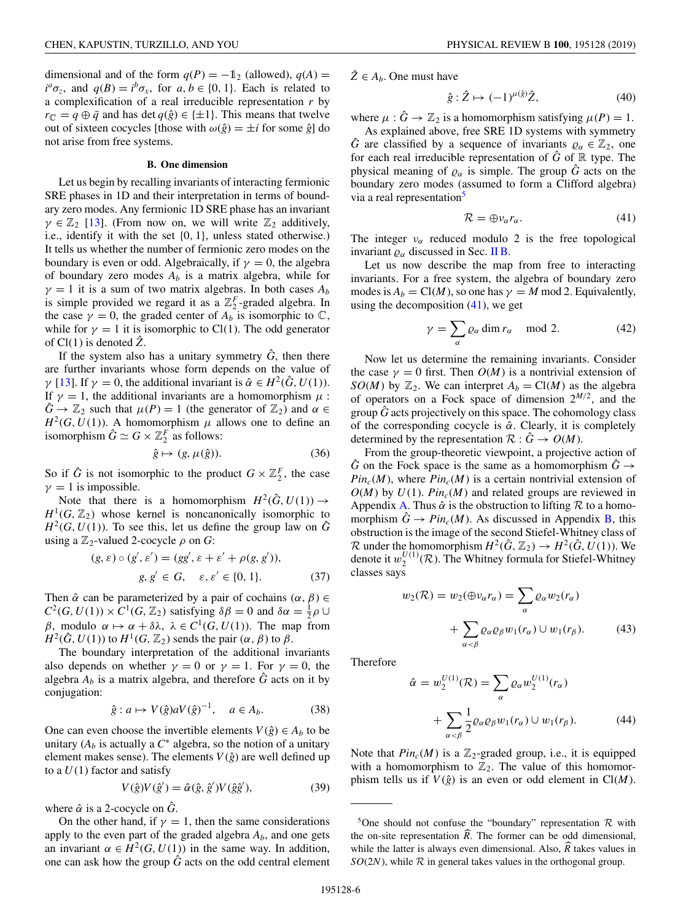dimensional and of the form $q(P) = -\mathbb{1}_2$ (allowed), $q(A) = i^a\sigma_z$, and $q(B) = i^b\sigma_x$, for $a, b \in \{0, 1\}$. Each is related to a complexification of a real irreducible representation $r$ by $r_\mathbb{C} = q \oplus \bar{q}$ and has $\det q(\hat{g}) \in \{\pm 1\}$. This means that twelve out of sixteen cocycles [those with $\omega(\hat{g}) = \pm i$ for some $\hat{g}$] do not arise from free systems.

### B. One dimension

Let us begin by recalling invariants of interacting fermionic SRE phases in 1D and their interpretation in terms of boundary zero modes. Any fermionic 1D SRE phase has an invariant $\gamma \in \mathbb{Z}_2$ [13]. (From now on, we will write $\mathbb{Z}_2$ additively, i.e., identify it with the set $\{0, 1\}$, unless stated otherwise.) It tells us whether the number of fermionic zero modes on the boundary is even or odd. Algebraically, if $\gamma = 0$, the algebra of boundary zero modes $A_b$ is a matrix algebra, while for $\gamma = 1$ it is a sum of two matrix algebras. In both cases $A_b$ is simple provided we regard it as a $\mathbb{Z}_2^F$-graded algebra. In the case $\gamma = 0$, the graded center of $A_b$ is isomorphic to $\mathbb{C}$, while for $\gamma = 1$ it is isomorphic to Cl(1). The odd generator of Cl(1) is denoted $\hat{Z}$.

If the system also has a unitary symmetry $\hat{G}$, then there are further invariants whose form depends on the value of $\gamma$ [13]. If $\gamma = 0$, the additional invariant is $\hat{\alpha} \in H^2(\hat{G}, U(1))$. If $\gamma = 1$, the additional invariants are a homomorphism $\mu : \hat{G} \to \mathbb{Z}_2$ such that $\mu(P) = 1$ (the generator of $\mathbb{Z}_2$) and $\alpha \in H^2(G, U(1))$. A homomorphism $\mu$ allows one to define an isomorphism $\hat{G} \simeq G \times \mathbb{Z}_2^F$ as follows:

$$\hat{g} \mapsto (g, \mu(\hat{g})). \tag{36}$$

So if $\hat{G}$ is not isomorphic to the product $G \times \mathbb{Z}_2^F$, the case $\gamma = 1$ is impossible.

Note that there is a homomorphism $H^2(\hat{G}, U(1)) \to H^1(G, \mathbb{Z}_2)$ whose kernel is noncanonically isomorphic to $H^2(G, U(1))$. To see this, let us define the group law on $\hat{G}$ using a $\mathbb{Z}_2$-valued 2-cocycle $\rho$ on $G$:

$$(g, \varepsilon) \circ (g', \varepsilon') = (gg', \varepsilon + \varepsilon' + \rho(g, g')),$$
$$g, g' \in G, \quad \varepsilon, \varepsilon' \in \{0, 1\}. \tag{37}$$

Then $\hat{\alpha}$ can be parameterized by a pair of cochains $(\alpha, \beta) \in C^2(G, U(1)) \times C^1(G, \mathbb{Z}_2)$ satisfying $\delta\beta = 0$ and $\delta\alpha = \frac{1}{2}\rho \cup \beta$, modulo $\alpha \mapsto \alpha + \delta\lambda$, $\lambda \in C^1(G, U(1))$. The map from $H^2(\hat{G}, U(1))$ to $H^1(G, \mathbb{Z}_2)$ sends the pair $(\alpha, \beta)$ to $\beta$.

The boundary interpretation of the additional invariants also depends on whether $\gamma = 0$ or $\gamma = 1$. For $\gamma = 0$, the algebra $A_b$ is a matrix algebra, and therefore $\hat{G}$ acts on it by conjugation:

$$\hat{g} : a \mapsto V(\hat{g}) a V(\hat{g})^{-1}, \quad a \in A_b. \tag{38}$$

One can even choose the invertible elements $V(\hat{g}) \in A_b$ to be unitary ($A_b$ is actually a $C^*$ algebra, so the notion of a unitary element makes sense). The elements $V(\hat{g})$ are well defined up to a $U(1)$ factor and satisfy

$$V(\hat{g})V(\hat{g}') = \hat{\alpha}(\hat{g}, \hat{g}')V(\hat{g}\hat{g}'), \tag{39}$$

where $\hat{\alpha}$ is a 2-cocycle on $\hat{G}$.

On the other hand, if $\gamma = 1$, then the same considerations apply to the even part of the graded algebra $A_b$, and one gets an invariant $\alpha \in H^2(G, U(1))$ in the same way. In addition, one can ask how the group $\hat{G}$ acts on the odd central element $\hat{Z} \in A_b$. One must have

$$\hat{g} : \hat{Z} \mapsto (-1)^{\mu(\hat{g})}\hat{Z}, \tag{40}$$

where $\mu : \hat{G} \to \mathbb{Z}_2$ is a homomorphism satisfying $\mu(P) = 1$.

As explained above, free SRE 1D systems with symmetry $\hat{G}$ are classified by a sequence of invariants $\varrho_\alpha \in \mathbb{Z}_2$, one for each real irreducible representation of $\hat{G}$ of $\mathbb{R}$ type. The physical meaning of $\varrho_\alpha$ is simple. The group $\hat{G}$ acts on the boundary zero modes (assumed to form a Clifford algebra) via a real representation[5]

$$\mathcal{R} = \oplus \nu_\alpha r_\alpha. \tag{41}$$

The integer $\nu_\alpha$ reduced modulo 2 is the free topological invariant $\varrho_\alpha$ discussed in Sec. II B.

Let us now describe the map from free to interacting invariants. For a free system, the algebra of boundary zero modes is $A_b = \mathrm{Cl}(M)$, so one has $\gamma = M \bmod 2$. Equivalently, using the decomposition (41), we get

$$\gamma = \sum_\alpha \varrho_\alpha \dim r_\alpha \mod 2. \tag{42}$$

Now let us determine the remaining invariants. Consider the case $\gamma = 0$ first. Then $O(M)$ is a nontrivial extension of $SO(M)$ by $\mathbb{Z}_2$. We can interpret $A_b = \mathrm{Cl}(M)$ as the algebra of operators on a Fock space of dimension $2^{M/2}$, and the group $\hat{G}$ acts projectively on this space. The cohomology class of the corresponding cocycle is $\hat{\alpha}$. Clearly, it is completely determined by the representation $\mathcal{R} : \hat{G} \to O(M)$.

From the group-theoretic viewpoint, a projective action of $\hat{G}$ on the Fock space is the same as a homomorphism $\hat{G} \to Pin_c(M)$, where $Pin_c(M)$ is a certain nontrivial extension of $O(M)$ by $U(1)$. $Pin_c(M)$ and related groups are reviewed in Appendix A. Thus $\hat{\alpha}$ is the obstruction to lifting $\mathcal{R}$ to a homomorphism $\hat{G} \to Pin_c(M)$. As discussed in Appendix B, this obstruction is the image of the second Stiefel-Whitney class of $\mathcal{R}$ under the homomorphism $H^2(\hat{G}, \mathbb{Z}_2) \to H^2(\hat{G}, U(1))$. We denote it $w_2^{U(1)}(\mathcal{R})$. The Whitney formula for Stiefel-Whitney classes says

$$w_2(\mathcal{R}) = w_2(\oplus \nu_\alpha r_\alpha) = \sum_\alpha \varrho_\alpha w_2(r_\alpha)$$
$$+ \sum_{\alpha < \beta} \varrho_\alpha \varrho_\beta w_1(r_\alpha) \cup w_1(r_\beta). \tag{43}$$

Therefore

$$\hat{\alpha} = w_2^{U(1)}(\mathcal{R}) = \sum_\alpha \varrho_\alpha w_2^{U(1)}(r_\alpha)$$
$$+ \sum_{\alpha < \beta} \frac{1}{2} \varrho_\alpha \varrho_\beta w_1(r_\alpha) \cup w_1(r_\beta). \tag{44}$$

Note that $Pin_c(M)$ is a $\mathbb{Z}_2$-graded group, i.e., it is equipped with a homomorphism to $\mathbb{Z}_2$. The value of this homomorphism tells us if $V(\hat{g})$ is an even or odd element in Cl($M$).

[5] One should not confuse the "boundary" representation $\mathcal{R}$ with the on-site representation $\widehat{R}$. The former can be odd dimensional, while the latter is always even dimensional. Also, $\widehat{R}$ takes values in $SO(2N)$, while $\mathcal{R}$ in general takes values in the orthogonal group.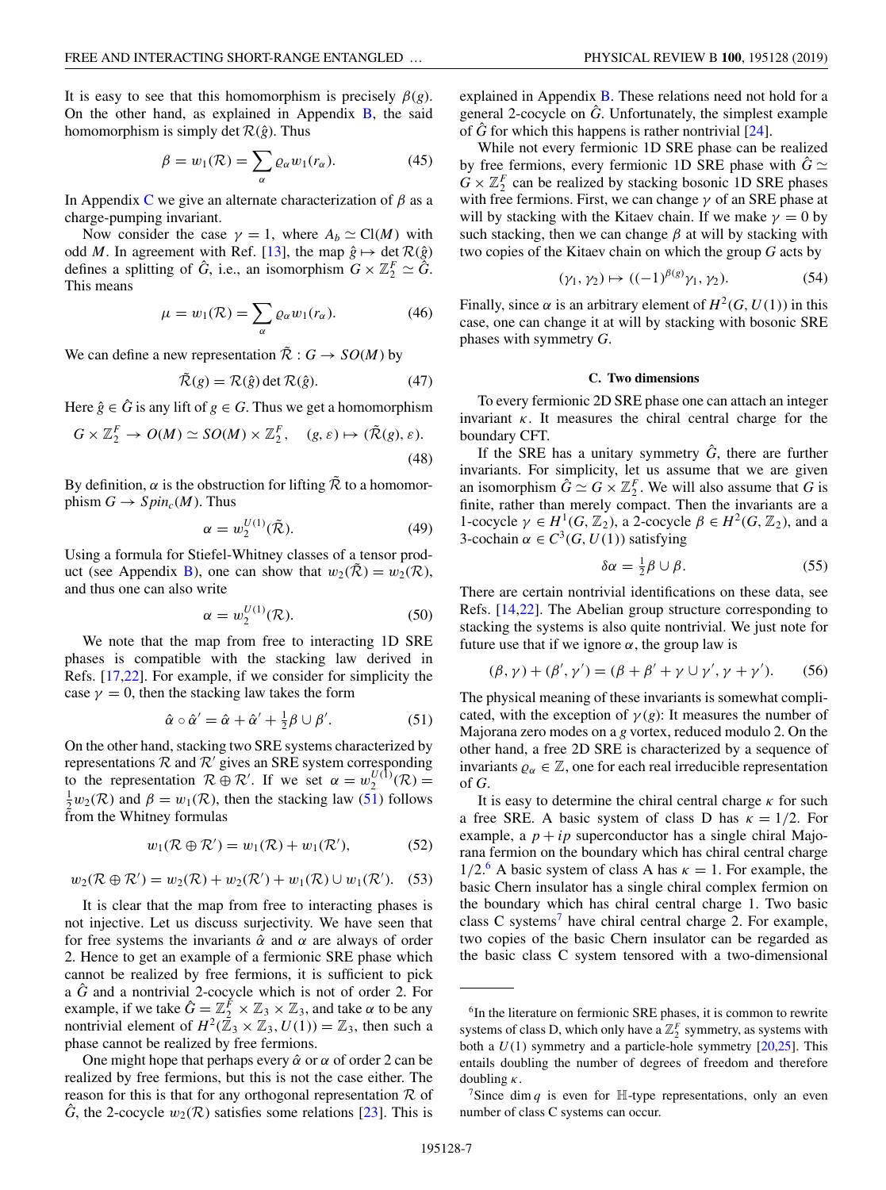It is easy to see that this homomorphism is precisely $\beta(g)$. On the other hand, as explained in Appendix B, the said homomorphism is simply $\det \mathcal{R}(\hat{g})$. Thus

$$\beta = w_1(\mathcal{R}) = \sum_\alpha \varrho_\alpha w_1(r_\alpha). \tag{45}$$

In Appendix C we give an alternate characterization of $\beta$ as a charge-pumping invariant.

Now consider the case $\gamma = 1$, where $A_b \simeq \mathrm{Cl}(M)$ with odd $M$. In agreement with Ref. [13], the map $\hat{g} \mapsto \det \mathcal{R}(\hat{g})$ defines a splitting of $\hat{G}$, i.e., an isomorphism $G \times \mathbb{Z}_2^F \simeq \hat{G}$. This means

$$\mu = w_1(\mathcal{R}) = \sum_\alpha \varrho_\alpha w_1(r_\alpha). \tag{46}$$

We can define a new representation $\tilde{\mathcal{R}} : G \to SO(M)$ by

$$\tilde{\mathcal{R}}(g) = \mathcal{R}(\hat{g}) \det \mathcal{R}(\hat{g}). \tag{47}$$

Here $\hat{g} \in \hat{G}$ is any lift of $g \in G$. Thus we get a homomorphism

$$G \times \mathbb{Z}_2^F \to O(M) \simeq SO(M) \times \mathbb{Z}_2^F, \quad (g, \varepsilon) \mapsto (\tilde{\mathcal{R}}(g), \varepsilon). \tag{48}$$

By definition, $\alpha$ is the obstruction for lifting $\tilde{\mathcal{R}}$ to a homomorphism $G \to Spin_c(M)$. Thus

$$\alpha = w_2^{U(1)}(\tilde{\mathcal{R}}). \tag{49}$$

Using a formula for Stiefel-Whitney classes of a tensor product (see Appendix B), one can show that $w_2(\tilde{\mathcal{R}}) = w_2(\mathcal{R})$, and thus one can also write

$$\alpha = w_2^{U(1)}(\mathcal{R}). \tag{50}$$

We note that the map from free to interacting 1D SRE phases is compatible with the stacking law derived in Refs. [17,22]. For example, if we consider for simplicity the case $\gamma = 0$, then the stacking law takes the form

$$\hat{\alpha} \circ \hat{\alpha}' = \hat{\alpha} + \hat{\alpha}' + \tfrac{1}{2}\beta \cup \beta'. \tag{51}$$

On the other hand, stacking two SRE systems characterized by representations $\mathcal{R}$ and $\mathcal{R}'$ gives an SRE system corresponding to the representation $\mathcal{R} \oplus \mathcal{R}'$. If we set $\alpha = w_2^{U(1)}(\mathcal{R}) = \frac{1}{2} w_2(\mathcal{R})$ and $\beta = w_1(\mathcal{R})$, then the stacking law (51) follows from the Whitney formulas

$$w_1(\mathcal{R} \oplus \mathcal{R}') = w_1(\mathcal{R}) + w_1(\mathcal{R}'), \tag{52}$$

$$w_2(\mathcal{R} \oplus \mathcal{R}') = w_2(\mathcal{R}) + w_2(\mathcal{R}') + w_1(\mathcal{R}) \cup w_1(\mathcal{R}'). \tag{53}$$

It is clear that the map from free to interacting phases is not injective. Let us discuss surjectivity. We have seen that for free systems the invariants $\hat{\alpha}$ and $\alpha$ are always of order 2. Hence to get an example of a fermionic SRE phase which cannot be realized by free fermions, it is sufficient to pick a $\hat{G}$ and a nontrivial 2-cocycle which is not of order 2. For example, if we take $\hat{G} = \mathbb{Z}_2^F \times \mathbb{Z}_3 \times \mathbb{Z}_3$, and take $\alpha$ to be any nontrivial element of $H^2(\mathbb{Z}_3 \times \mathbb{Z}_3, U(1)) = \mathbb{Z}_3$, then such a phase cannot be realized by free fermions.

One might hope that perhaps every $\hat{\alpha}$ or $\alpha$ of order 2 can be realized by free fermions, but this is not the case either. The reason for this is that for any orthogonal representation $\mathcal{R}$ of $\hat{G}$, the 2-cocycle $w_2(\mathcal{R})$ satisfies some relations [23]. This is explained in Appendix B. These relations need not hold for a general 2-cocycle on $\hat{G}$. Unfortunately, the simplest example of $\hat{G}$ for which this happens is rather nontrivial [24].

While not every fermionic 1D SRE phase can be realized by free fermions, every fermionic 1D SRE phase with $\hat{G} \simeq G \times \mathbb{Z}_2^F$ can be realized by stacking bosonic 1D SRE phases with free fermions. First, we can change $\gamma$ of an SRE phase at will by stacking with the Kitaev chain. If we make $\gamma = 0$ by such stacking, then we can change $\beta$ at will by stacking with two copies of the Kitaev chain on which the group $G$ acts by

$$(\gamma_1, \gamma_2) \mapsto ((-1)^{\beta(g)}\gamma_1, \gamma_2). \tag{54}$$

Finally, since $\alpha$ is an arbitrary element of $H^2(G, U(1))$ in this case, one can change it at will by stacking with bosonic SRE phases with symmetry $G$.

### C. Two dimensions

To every fermionic 2D SRE phase one can attach an integer invariant $\kappa$. It measures the chiral central charge for the boundary CFT.

If the SRE has a unitary symmetry $\hat{G}$, there are further invariants. For simplicity, let us assume that we are given an isomorphism $\hat{G} \simeq G \times \mathbb{Z}_2^F$. We will also assume that $G$ is finite, rather than merely compact. Then the invariants are a 1-cocycle $\gamma \in H^1(G, \mathbb{Z}_2)$, a 2-cocycle $\beta \in H^2(G, \mathbb{Z}_2)$, and a 3-cochain $\alpha \in C^3(G, U(1))$ satisfying

$$\delta\alpha = \tfrac{1}{2}\beta \cup \beta. \tag{55}$$

There are certain nontrivial identifications on these data, see Refs. [14,22]. The Abelian group structure corresponding to stacking the systems is also quite nontrivial. We just note for future use that if we ignore $\alpha$, the group law is

$$(\beta, \gamma) + (\beta', \gamma') = (\beta + \beta' + \gamma \cup \gamma', \gamma + \gamma'). \tag{56}$$

The physical meaning of these invariants is somewhat complicated, with the exception of $\gamma(g)$: It measures the number of Majorana zero modes on a $g$ vortex, reduced modulo 2. On the other hand, a free 2D SRE is characterized by a sequence of invariants $\varrho_\alpha \in \mathbb{Z}$, one for each real irreducible representation of $G$.

It is easy to determine the chiral central charge $\kappa$ for such a free SRE. A basic system of class D has $\kappa = 1/2$. For example, a $p + ip$ superconductor has a single chiral Majorana fermion on the boundary which has chiral central charge $1/2$.[6] A basic system of class A has $\kappa = 1$. For example, the basic Chern insulator has a single chiral complex fermion on the boundary which has chiral central charge 1. Two basic class C systems[7] have chiral central charge 2. For example, two copies of the basic Chern insulator can be regarded as the basic class C system tensored with a two-dimensional

---

[6] In the literature on fermionic SRE phases, it is common to rewrite systems of class D, which only have a $\mathbb{Z}_2^F$ symmetry, as systems with both a $U(1)$ symmetry and a particle-hole symmetry [20,25]. This entails doubling the number of degrees of freedom and therefore doubling $\kappa$.

[7] Since $\dim q$ is even for $\mathbb{H}$-type representations, only an even number of class C systems can occur.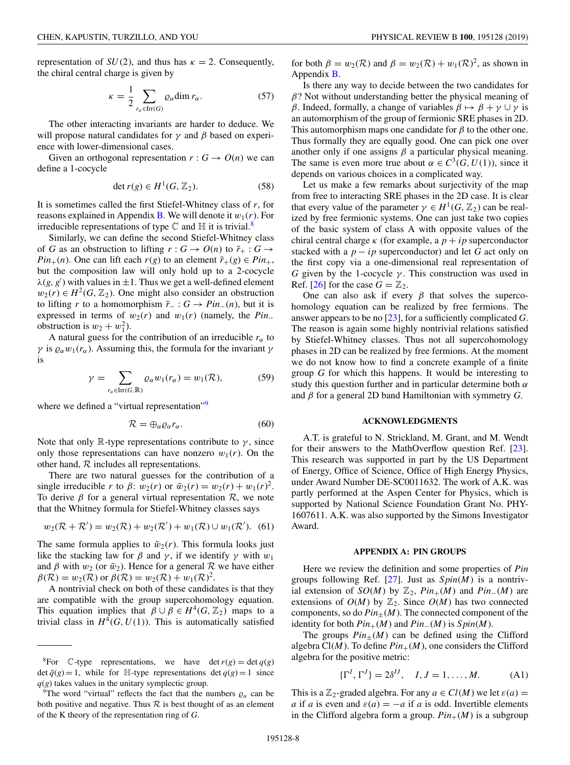representation of $SU(2)$, and thus has $\kappa = 2$. Consequently, the chiral central charge is given by

$$\kappa = \frac{1}{2} \sum_{r_\alpha \in \mathrm{Irr}(G)} \varrho_\alpha \dim r_\alpha. \tag{57}$$

The other interacting invariants are harder to deduce. We will propose natural candidates for $\gamma$ and $\beta$ based on experience with lower-dimensional cases.

Given an orthogonal representation $r : G \to O(n)$ we can define a 1-cocycle

$$\det r(g) \in H^1(G, \mathbb{Z}_2). \tag{58}$$

It is sometimes called the first Stiefel-Whitney class of $r$, for reasons explained in Appendix B. We will denote it $w_1(r)$. For irreducible representations of type $\mathbb{C}$ and $\mathbb{H}$ it is trivial.[8]

Similarly, we can define the second Stiefel-Whitney class of $G$ as an obstruction to lifting $r : G \to O(n)$ to $\tilde{r}_+ : G \to Pin_+(n)$. One can lift each $r(g)$ to an element $\tilde{r}_+(g) \in Pin_+$, but the composition law will only hold up to a 2-cocycle $\lambda(g, g')$ with values in $\pm 1$. Thus we get a well-defined element $w_2(r) \in H^2(G, \mathbb{Z}_2)$. One might also consider an obstruction to lifting $r$ to a homomorphism $\tilde{r}_- : G \to Pin_-(n)$, but it is expressed in terms of $w_2(r)$ and $w_1(r)$ (namely, the $Pin_-$ obstruction is $w_2 + w_1^2$).

A natural guess for the contribution of an irreducible $r_\alpha$ to $\gamma$ is $\varrho_\alpha w_1(r_\alpha)$. Assuming this, the formula for the invariant $\gamma$ is

$$\gamma = \sum_{r_\alpha \in \mathrm{Irr}(G, \mathbb{R})} \varrho_\alpha w_1(r_\alpha) = w_1(\mathcal{R}), \tag{59}$$

where we defined a "virtual representation"[9]

$$\mathcal{R} = \oplus_\alpha \varrho_\alpha r_\alpha. \tag{60}$$

Note that only $\mathbb{R}$-type representations contribute to $\gamma$, since only those representations can have nonzero $w_1(r)$. On the other hand, $\mathcal{R}$ includes all representations.

There are two natural guesses for the contribution of a single irreducible $r$ to $\beta$: $w_2(r)$ or $\tilde{w}_2(r) = w_2(r) + w_1(r)^2$. To derive $\beta$ for a general virtual representation $\mathcal{R}$, we note that the Whitney formula for Stiefel-Whitney classes says

$$w_2(\mathcal{R} + \mathcal{R}') = w_2(\mathcal{R}) + w_2(\mathcal{R}') + w_1(\mathcal{R}) \cup w_1(\mathcal{R}'). \tag{61}$$

The same formula applies to $\tilde{w}_2(r)$. This formula looks just like the stacking law for $\beta$ and $\gamma$, if we identify $\gamma$ with $w_1$ and $\beta$ with $w_2$ (or $\tilde{w}_2$). Hence for a general $\mathcal{R}$ we have either $\beta(\mathcal{R}) = w_2(\mathcal{R})$ or $\beta(\mathcal{R}) = w_2(\mathcal{R}) + w_1(\mathcal{R})^2$.

A nontrivial check on both of these candidates is that they are compatible with the group supercohomology equation. This equation implies that $\beta \cup \beta \in H^4(G, \mathbb{Z}_2)$ maps to a trivial class in $H^4(G, U(1))$. This is automatically satisfied for both $\beta = w_2(\mathcal{R})$ and $\beta = w_2(\mathcal{R}) + w_1(\mathcal{R})^2$, as shown in Appendix B.

Is there any way to decide between the two candidates for $\beta$? Not without understanding better the physical meaning of $\beta$. Indeed, formally, a change of variables $\beta \mapsto \beta + \gamma \cup \gamma$ is an automorphism of the group of fermionic SRE phases in 2D. This automorphism maps one candidate for $\beta$ to the other one. Thus formally they are equally good. One can pick one over another only if one assigns $\beta$ a particular physical meaning. The same is even more true about $\alpha \in C^3(G, U(1))$, since it depends on various choices in a complicated way.

Let us make a few remarks about surjectivity of the map from free to interacting SRE phases in the 2D case. It is clear that every value of the parameter $\gamma \in H^1(G, \mathbb{Z}_2)$ can be realized by free fermionic systems. One can just take two copies of the basic system of class A with opposite values of the chiral central charge $\kappa$ (for example, a $p + ip$ superconductor stacked with a $p - ip$ superconductor) and let $G$ act only on the first copy via a one-dimensional real representation of $G$ given by the 1-cocycle $\gamma$. This construction was used in Ref. [26] for the case $G = \mathbb{Z}_2$.

One can also ask if every $\beta$ that solves the supercohomology equation can be realized by free fermions. The answer appears to be no [23], for a sufficiently complicated $G$. The reason is again some highly nontrivial relations satisfied by Stiefel-Whitney classes. Thus not all supercohomology phases in 2D can be realized by free fermions. At the moment we do not know how to find a concrete example of a finite group $G$ for which this happens. It would be interesting to study this question further and in particular determine both $\alpha$ and $\beta$ for a general 2D band Hamiltonian with symmetry $G$.

## ACKNOWLEDGMENTS

A.T. is grateful to N. Strickland, M. Grant, and M. Wendt for their answers to the MathOverflow question Ref. [23]. This research was supported in part by the US Department of Energy, Office of Science, Office of High Energy Physics, under Award Number DE-SC0011632. The work of A.K. was partly performed at the Aspen Center for Physics, which is supported by National Science Foundation Grant No. PHY-1607611. A.K. was also supported by the Simons Investigator Award.

## APPENDIX A: PIN GROUPS

Here we review the definition and some properties of $Pin$ groups following Ref. [27]. Just as $Spin(M)$ is a nontrivial extension of $SO(M)$ by $\mathbb{Z}_2$, $Pin_+(M)$ and $Pin_-(M)$ are extensions of $O(M)$ by $\mathbb{Z}_2$. Since $O(M)$ has two connected components, so do $Pin_\pm(M)$. The connected component of the identity for both $Pin_+(M)$ and $Pin_-(M)$ is $Spin(M)$.

The groups $Pin_\pm(M)$ can be defined using the Clifford algebra $\mathrm{Cl}(M)$. To define $Pin_+(M)$, one considers the Clifford algebra for the positive metric:

$$\{\Gamma^I, \Gamma^J\} = 2\delta^{IJ}, \quad I, J = 1, \ldots, M. \tag{A1}$$

This is a $\mathbb{Z}_2$-graded algebra. For any $a \in Cl(M)$ we let $\varepsilon(a) = a$ if $a$ is even and $\varepsilon(a) = -a$ if $a$ is odd. Invertible elements in the Clifford algebra form a group. $Pin_+(M)$ is a subgroup

---

[8] For $\mathbb{C}$-type representations, we have $\det r(g) = \det q(g) \det \bar{q}(g) = 1$, while for $\mathbb{H}$-type representations $\det q(g) = 1$ since $q(g)$ takes values in the unitary symplectic group.

[9] The word "virtual" reflects the fact that the numbers $\varrho_\alpha$ can be both positive and negative. Thus $\mathcal{R}$ is best thought of as an element of the K theory of the representation ring of $G$.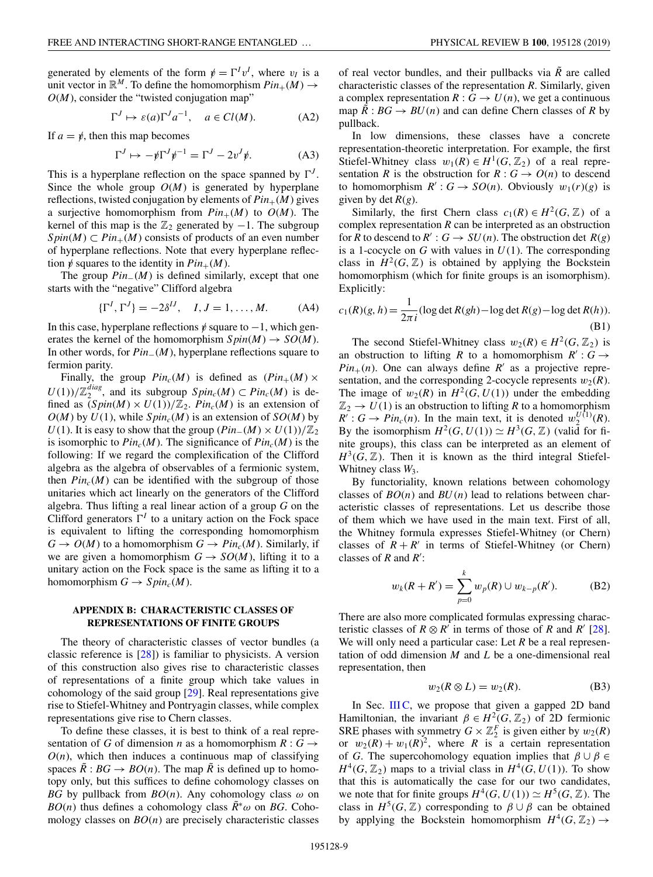generated by elements of the form $\not{v} = \Gamma^I v^I$, where $v_I$ is a unit vector in $\mathbb{R}^M$. To define the homomorphism $Pin_+(M) \to O(M)$, consider the "twisted conjugation map"

$$\Gamma^J \mapsto \varepsilon(a)\Gamma^J a^{-1}, \quad a \in Cl(M). \tag{A2}$$

If $a = \not{v}$, then this map becomes

$$\Gamma^J \mapsto -\not{v}\Gamma^J \not{v}^{-1} = \Gamma^J - 2v^J \not{v}. \tag{A3}$$

This is a hyperplane reflection on the space spanned by $\Gamma^J$. Since the whole group $O(M)$ is generated by hyperplane reflections, twisted conjugation by elements of $Pin_+(M)$ gives a surjective homomorphism from $Pin_+(M)$ to $O(M)$. The kernel of this map is the $\mathbb{Z}_2$ generated by $-1$. The subgroup $Spin(M) \subset Pin_+(M)$ consists of products of an even number of hyperplane reflections. Note that every hyperplane reflection $\not{v}$ squares to the identity in $Pin_+(M)$.

The group $Pin_-(M)$ is defined similarly, except that one starts with the "negative" Clifford algebra

$$\{\Gamma^I, \Gamma^J\} = -2\delta^{IJ}, \quad I, J = 1, \ldots, M. \tag{A4}$$

In this case, hyperplane reflections $\not{v}$ square to $-1$, which generates the kernel of the homomorphism $Spin(M) \to SO(M)$. In other words, for $Pin_-(M)$, hyperplane reflections square to fermion parity.

Finally, the group $Pin_c(M)$ is defined as $(Pin_+(M) \times U(1))/\mathbb{Z}_2^{diag}$, and its subgroup $Spin_c(M) \subset Pin_c(M)$ is defined as $(Spin(M) \times U(1))/\mathbb{Z}_2$. $Pin_c(M)$ is an extension of $O(M)$ by $U(1)$, while $Spin_c(M)$ is an extension of $SO(M)$ by $U(1)$. It is easy to show that the group $(Pin_-(M) \times U(1))/\mathbb{Z}_2$ is isomorphic to $Pin_c(M)$. The significance of $Pin_c(M)$ is the following: If we regard the complexification of the Clifford algebra as the algebra of observables of a fermionic system, then $Pin_c(M)$ can be identified with the subgroup of those unitaries which act linearly on the generators of the Clifford algebra. Thus lifting a real linear action of a group $G$ on the Clifford generators $\Gamma^I$ to a unitary action on the Fock space is equivalent to lifting the corresponding homomorphism $G \to O(M)$ to a homomorphism $G \to Pin_c(M)$. Similarly, if we are given a homomorphism $G \to SO(M)$, lifting it to a unitary action on the Fock space is the same as lifting it to a homomorphism $G \to Spin_c(M)$.

## APPENDIX B: CHARACTERISTIC CLASSES OF REPRESENTATIONS OF FINITE GROUPS

The theory of characteristic classes of vector bundles (a classic reference is [28]) is familiar to physicists. A version of this construction also gives rise to characteristic classes of representations of a finite group which take values in cohomology of the said group [29]. Real representations give rise to Stiefel-Whitney and Pontryagin classes, while complex representations give rise to Chern classes.

To define these classes, it is best to think of a real representation of $G$ of dimension $n$ as a homomorphism $R : G \to O(n)$, which then induces a continuous map of classifying spaces $\tilde{R} : BG \to BO(n)$. The map $\tilde{R}$ is defined up to homotopy only, but this suffices to define cohomology classes on $BG$ by pullback from $BO(n)$. Any cohomology class $\omega$ on $BO(n)$ thus defines a cohomology class $\tilde{R}^*\omega$ on $BG$. Cohomology classes on $BO(n)$ are precisely characteristic classes of real vector bundles, and their pullbacks via $\tilde{R}$ are called characteristic classes of the representation $R$. Similarly, given a complex representation $R : G \to U(n)$, we get a continuous map $\tilde{R} : BG \to BU(n)$ and can define Chern classes of $R$ by pullback.

In low dimensions, these classes have a concrete representation-theoretic interpretation. For example, the first Stiefel-Whitney class $w_1(R) \in H^1(G, \mathbb{Z}_2)$ of a real representation $R$ is the obstruction for $R : G \to O(n)$ to descend to homomorphism $R' : G \to SO(n)$. Obviously $w_1(r)(g)$ is given by $\det R(g)$.

Similarly, the first Chern class $c_1(R) \in H^2(G, \mathbb{Z})$ of a complex representation $R$ can be interpreted as an obstruction for $R$ to descend to $R' : G \to SU(n)$. The obstruction $\det R(g)$ is a 1-cocycle on $G$ with values in $U(1)$. The corresponding class in $H^2(G, \mathbb{Z})$ is obtained by applying the Bockstein homomorphism (which for finite groups is an isomorphism). Explicitly:

$$c_1(R)(g, h) = \frac{1}{2\pi i}(\log \det R(gh) - \log \det R(g) - \log \det R(h)). \tag{B1}$$

The second Stiefel-Whitney class $w_2(R) \in H^2(G, \mathbb{Z}_2)$ is an obstruction to lifting $R$ to a homomorphism $R' : G \to Pin_+(n)$. One can always define $R'$ as a projective representation, and the corresponding 2-cocycle represents $w_2(R)$. The image of $w_2(R)$ in $H^2(G, U(1))$ under the embedding $\mathbb{Z}_2 \to U(1)$ is an obstruction to lifting $R$ to a homomorphism $R' : G \to Pin_c(n)$. In the main text, it is denoted $w_2^{U(1)}(R)$. By the isomorphism $H^2(G, U(1)) \simeq H^3(G, \mathbb{Z})$ (valid for finite groups), this class can be interpreted as an element of $H^3(G, \mathbb{Z})$. Then it is known as the third integral Stiefel-Whitney class $W_3$.

By functoriality, known relations between cohomology classes of $BO(n)$ and $BU(n)$ lead to relations between characteristic classes of representations. Let us describe those of them which we have used in the main text. First of all, the Whitney formula expresses Stiefel-Whitney (or Chern) classes of $R + R'$ in terms of Stiefel-Whitney (or Chern) classes of $R$ and $R'$:

$$w_k(R + R') = \sum_{p=0}^{k} w_p(R) \cup w_{k-p}(R'). \tag{B2}$$

There are also more complicated formulas expressing characteristic classes of $R \otimes R'$ in terms of those of $R$ and $R'$ [28]. We will only need a particular case: Let $R$ be a real representation of odd dimension $M$ and $L$ be a one-dimensional real representation, then

$$w_2(R \otimes L) = w_2(R). \tag{B3}$$

In Sec. III C, we propose that given a gapped 2D band Hamiltonian, the invariant $\beta \in H^2(G, \mathbb{Z}_2)$ of 2D fermionic SRE phases with symmetry $G \times \mathbb{Z}_2^F$ is given either by $w_2(R)$ or $w_2(R) + w_1(R)^2$, where $R$ is a certain representation of $G$. The supercohomology equation implies that $\beta \cup \beta \in H^4(G, \mathbb{Z}_2)$ maps to a trivial class in $H^4(G, U(1))$. To show that this is automatically the case for our two candidates, we note that for finite groups $H^4(G, U(1)) \simeq H^5(G, \mathbb{Z})$. The class in $H^5(G, \mathbb{Z})$ corresponding to $\beta \cup \beta$ can be obtained by applying the Bockstein homomorphism $H^4(G, \mathbb{Z}_2) \to$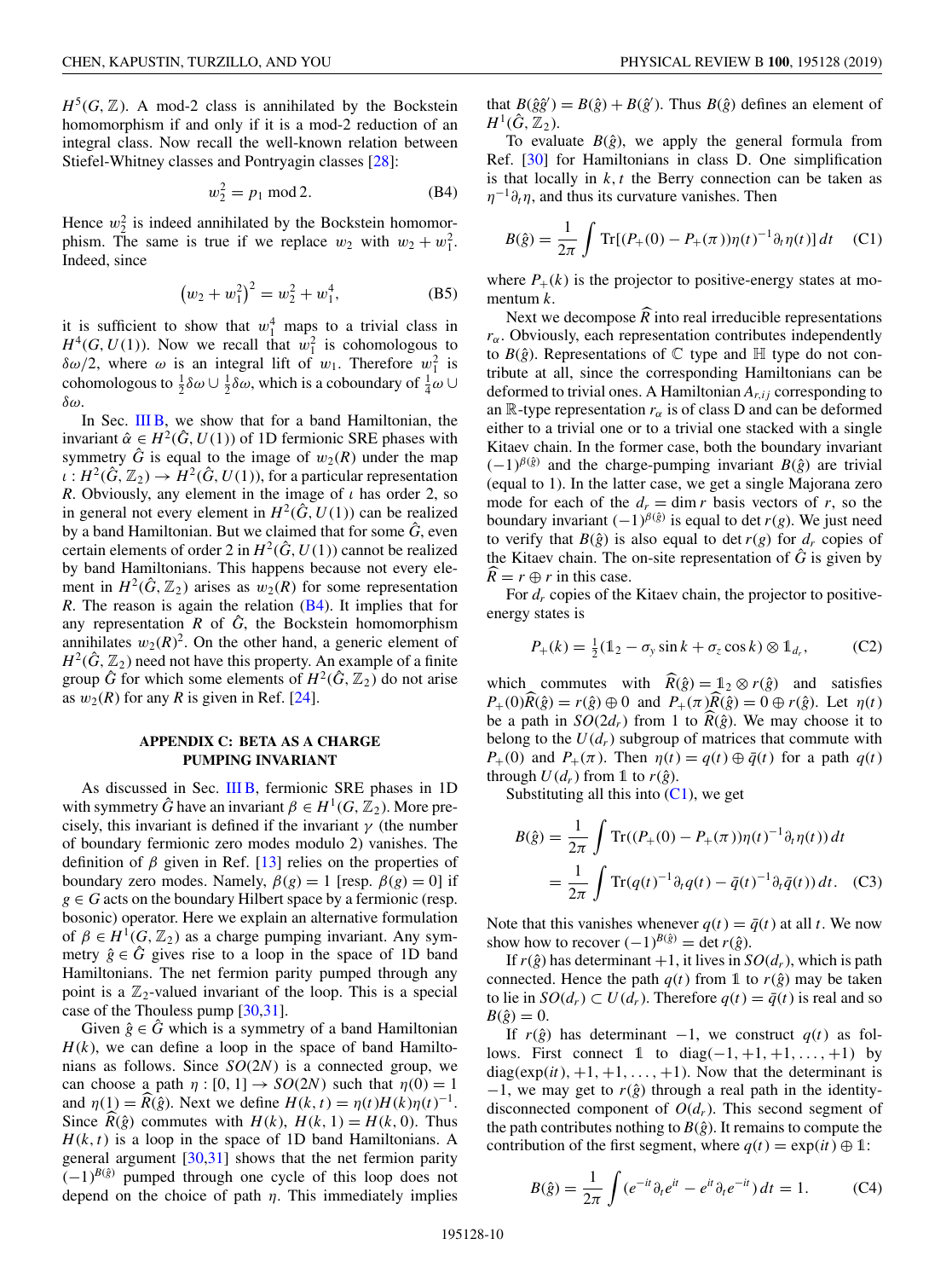$H^5(G, \mathbb{Z})$. A mod-2 class is annihilated by the Bockstein homomorphism if and only if it is a mod-2 reduction of an integral class. Now recall the well-known relation between Stiefel-Whitney classes and Pontryagin classes [28]:

$$w_2^2 = p_1 \bmod 2. \tag{B4}$$

Hence $w_2^2$ is indeed annihilated by the Bockstein homomorphism. The same is true if we replace $w_2$ with $w_2 + w_1^2$. Indeed, since

$$\left(w_2 + w_1^2\right)^2 = w_2^2 + w_1^4, \tag{B5}$$

it is sufficient to show that $w_1^4$ maps to a trivial class in $H^4(G, U(1))$. Now we recall that $w_1^2$ is cohomologous to $\delta\omega/2$, where $\omega$ is an integral lift of $w_1$. Therefore $w_1^2$ is cohomologous to $\frac{1}{2}\delta\omega \cup \frac{1}{2}\delta\omega$, which is a coboundary of $\frac{1}{4}\omega \cup \delta\omega$.

In Sec. III B, we show that for a band Hamiltonian, the invariant $\hat{\alpha} \in H^2(\hat{G}, U(1))$ of 1D fermionic SRE phases with symmetry $\hat{G}$ is equal to the image of $w_2(R)$ under the map $\iota : H^2(\hat{G}, \mathbb{Z}_2) \to H^2(\hat{G}, U(1))$, for a particular representation $R$. Obviously, any element in the image of $\iota$ has order 2, so in general not every element in $H^2(\hat{G}, U(1))$ can be realized by a band Hamiltonian. But we claimed that for some $\hat{G}$, even certain elements of order 2 in $H^2(\hat{G}, U(1))$ cannot be realized by band Hamiltonians. This happens because not every element in $H^2(\hat{G}, \mathbb{Z}_2)$ arises as $w_2(R)$ for some representation $R$. The reason is again the relation (B4). It implies that for any representation $R$ of $\hat{G}$, the Bockstein homomorphism annihilates $w_2(R)^2$. On the other hand, a generic element of $H^2(\hat{G}, \mathbb{Z}_2)$ need not have this property. An example of a finite group $\hat{G}$ for which some elements of $H^2(\hat{G}, \mathbb{Z}_2)$ do not arise as $w_2(R)$ for any $R$ is given in Ref. [24].

## APPENDIX C: BETA AS A CHARGE PUMPING INVARIANT

As discussed in Sec. III B, fermionic SRE phases in 1D with symmetry $\hat{G}$ have an invariant $\beta \in H^1(G, \mathbb{Z}_2)$. More precisely, this invariant is defined if the invariant $\gamma$ (the number of boundary fermionic zero modes modulo 2) vanishes. The definition of $\beta$ given in Ref. [13] relies on the properties of boundary zero modes. Namely, $\beta(g) = 1$ [resp. $\beta(g) = 0$] if $g \in G$ acts on the boundary Hilbert space by a fermionic (resp. bosonic) operator. Here we explain an alternative formulation of $\beta \in H^1(G, \mathbb{Z}_2)$ as a charge pumping invariant. Any symmetry $\hat{g} \in \hat{G}$ gives rise to a loop in the space of 1D band Hamiltonians. The net fermion parity pumped through any point is a $\mathbb{Z}_2$-valued invariant of the loop. This is a special case of the Thouless pump [30,31].

Given $\hat{g} \in \hat{G}$ which is a symmetry of a band Hamiltonian $H(k)$, we can define a loop in the space of band Hamiltonians as follows. Since $SO(2N)$ is a connected group, we can choose a path $\eta : [0, 1] \to SO(2N)$ such that $\eta(0) = 1$ and $\eta(1) = \widehat{R}(\hat{g})$. Next we define $H(k, t) = \eta(t)H(k)\eta(t)^{-1}$. Since $\widehat{R}(\hat{g})$ commutes with $H(k)$, $H(k, 1) = H(k, 0)$. Thus $H(k, t)$ is a loop in the space of 1D band Hamiltonians. A general argument [30,31] shows that the net fermion parity $(-1)^{B(\hat{g})}$ pumped through one cycle of this loop does not depend on the choice of path $\eta$. This immediately implies that $B(\hat{g}\hat{g}') = B(\hat{g}) + B(\hat{g}')$. Thus $B(\hat{g})$ defines an element of $H^1(\hat{G}, \mathbb{Z}_2)$.

To evaluate $B(\hat{g})$, we apply the general formula from Ref. [30] for Hamiltonians in class D. One simplification is that locally in $k, t$ the Berry connection can be taken as $\eta^{-1}\partial_t \eta$, and thus its curvature vanishes. Then

$$B(\hat{g}) = \frac{1}{2\pi} \int \mathrm{Tr}[(P_+(0) - P_+(\pi))\eta(t)^{-1}\partial_t \eta(t)]\, dt \tag{C1}$$

where $P_+(k)$ is the projector to positive-energy states at momentum $k$.

Next we decompose $\widehat{R}$ into real irreducible representations $r_\alpha$. Obviously, each representation contributes independently to $B(\hat{g})$. Representations of $\mathbb{C}$ type and $\mathbb{H}$ type do not contribute at all, since the corresponding Hamiltonians can be deformed to trivial ones. A Hamiltonian $A_{r,ij}$ corresponding to an $\mathbb{R}$-type representation $r_\alpha$ is of class D and can be deformed either to a trivial one or to a trivial one stacked with a single Kitaev chain. In the former case, both the boundary invariant $(-1)^{\beta(\hat{g})}$ and the charge-pumping invariant $B(\hat{g})$ are trivial (equal to 1). In the latter case, we get a single Majorana zero mode for each of the $d_r = \dim r$ basis vectors of $r$, so the boundary invariant $(-1)^{\beta(\hat{g})}$ is equal to $\det r(g)$. We just need to verify that $B(\hat{g})$ is also equal to $\det r(g)$ for $d_r$ copies of the Kitaev chain. The on-site representation of $\hat{G}$ is given by $\widehat{R} = r \oplus r$ in this case.

For $d_r$ copies of the Kitaev chain, the projector to positive-energy states is

$$P_+(k) = \tfrac{1}{2}(\mathbb{1}_2 - \sigma_y \sin k + \sigma_z \cos k) \otimes \mathbb{1}_{d_r}, \tag{C2}$$

which commutes with $\widehat{R}(\hat{g}) = \mathbb{1}_2 \otimes r(\hat{g})$ and satisfies $P_+(0)\widehat{R}(\hat{g}) = r(\hat{g}) \oplus 0$ and $P_+(\pi)\widehat{R}(\hat{g}) = 0 \oplus r(\hat{g})$. Let $\eta(t)$ be a path in $SO(2d_r)$ from 1 to $\widehat{R}(\hat{g})$. We may choose it to belong to the $U(d_r)$ subgroup of matrices that commute with $P_+(0)$ and $P_+(\pi)$. Then $\eta(t) = q(t) \oplus \bar{q}(t)$ for a path $q(t)$ through $U(d_r)$ from $\mathbb{1}$ to $r(\hat{g})$.

Substituting all this into (C1), we get

$$\begin{aligned}
B(\hat{g}) &= \frac{1}{2\pi} \int \mathrm{Tr}((P_+(0) - P_+(\pi))\eta(t)^{-1}\partial_t \eta(t))\, dt \\
&= \frac{1}{2\pi} \int \mathrm{Tr}(q(t)^{-1}\partial_t q(t) - \bar{q}(t)^{-1}\partial_t \bar{q}(t))\, dt.
\end{aligned} \tag{C3}$$

Note that this vanishes whenever $q(t) = \bar{q}(t)$ at all $t$. We now show how to recover $(-1)^{B(\hat{g})} = \det r(\hat{g})$.

If $r(\hat{g})$ has determinant $+1$, it lives in $SO(d_r)$, which is path connected. Hence the path $q(t)$ from $\mathbb{1}$ to $r(\hat{g})$ may be taken to lie in $SO(d_r) \subset U(d_r)$. Therefore $q(t) = \bar{q}(t)$ is real and so $B(\hat{g}) = 0$.

If $r(\hat{g})$ has determinant $-1$, we construct $q(t)$ as follows. First connect $\mathbb{1}$ to $\mathrm{diag}(-1, +1, +1, \ldots, +1)$ by $\mathrm{diag}(\exp(it), +1, +1, \ldots, +1)$. Now that the determinant is $-1$, we may get to $r(\hat{g})$ through a real path in the identity-disconnected component of $O(d_r)$. This second segment of the path contributes nothing to $B(\hat{g})$. It remains to compute the contribution of the first segment, where $q(t) = \exp(it) \oplus \mathbb{1}$:

$$B(\hat{g}) = \frac{1}{2\pi} \int (e^{-it}\partial_t e^{it} - e^{it}\partial_t e^{-it})\, dt = 1. \tag{C4}$$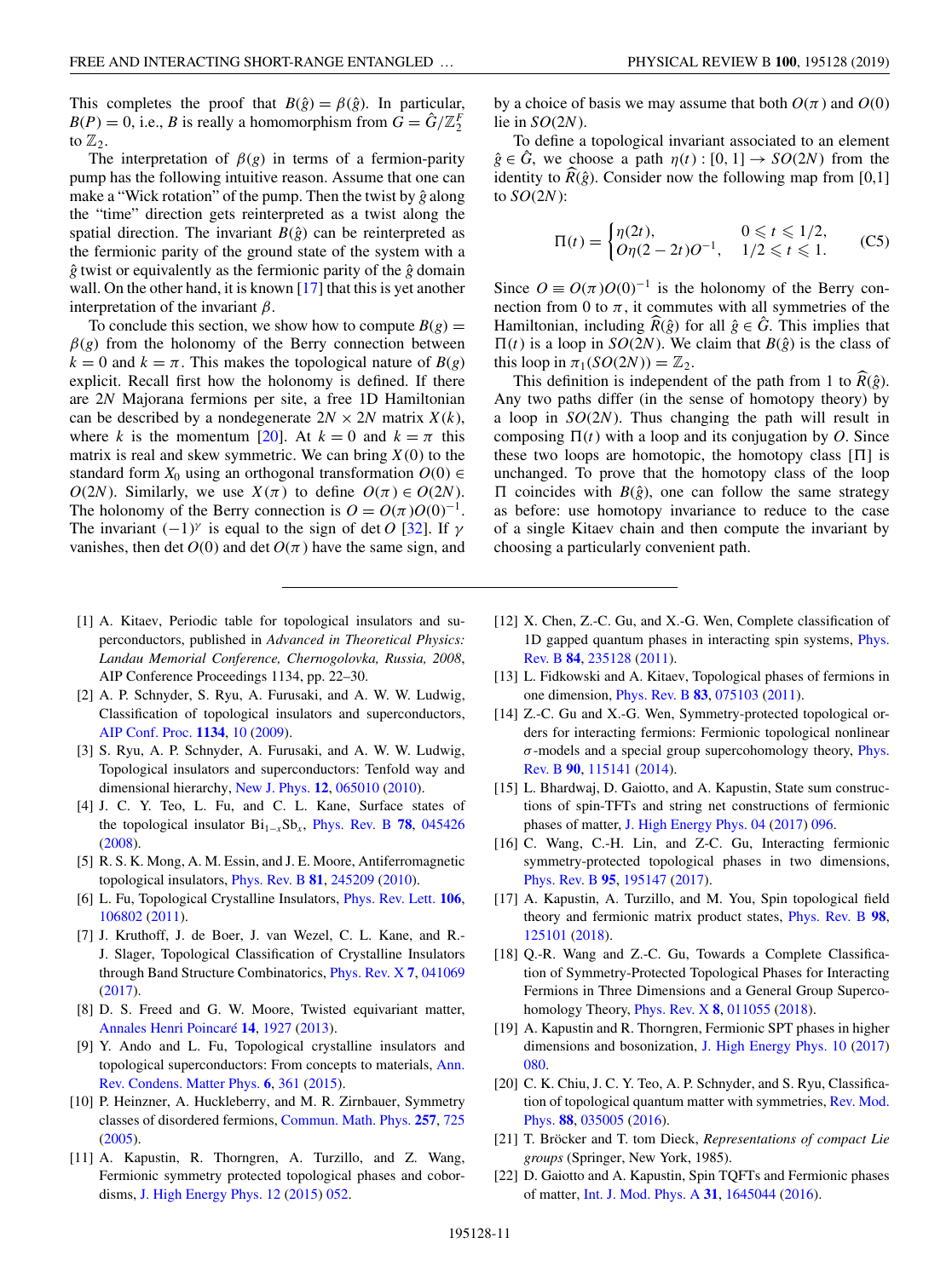This completes the proof that $B(\hat{g}) = \beta(\hat{g})$. In particular, $B(P) = 0$, i.e., $B$ is really a homomorphism from $G = \hat{G}/\mathbb{Z}_2^F$ to $\mathbb{Z}_2$.

The interpretation of $\beta(g)$ in terms of a fermion-parity pump has the following intuitive reason. Assume that one can make a "Wick rotation" of the pump. Then the twist by $\hat{g}$ along the "time" direction gets reinterpreted as a twist along the spatial direction. The invariant $B(\hat{g})$ can be reinterpreted as the fermionic parity of the ground state of the system with a $\hat{g}$ twist or equivalently as the fermionic parity of the $\hat{g}$ domain wall. On the other hand, it is known [17] that this is yet another interpretation of the invariant $\beta$.

To conclude this section, we show how to compute $B(g) = \beta(g)$ from the holonomy of the Berry connection between $k = 0$ and $k = \pi$. This makes the topological nature of $B(g)$ explicit. Recall first how the holonomy is defined. If there are $2N$ Majorana fermions per site, a free 1D Hamiltonian can be described by a nondegenerate $2N \times 2N$ matrix $X(k)$, where $k$ is the momentum [20]. At $k = 0$ and $k = \pi$ this matrix is real and skew symmetric. We can bring $X(0)$ to the standard form $X_0$ using an orthogonal transformation $O(0) \in O(2N)$. Similarly, we use $X(\pi)$ to define $O(\pi) \in O(2N)$. The holonomy of the Berry connection is $O = O(\pi)O(0)^{-1}$. The invariant $(-1)^\gamma$ is equal to the sign of det $O$ [32]. If $\gamma$ vanishes, then det $O(0)$ and det $O(\pi)$ have the same sign, and by a choice of basis we may assume that both $O(\pi)$ and $O(0)$ lie in $SO(2N)$.

To define a topological invariant associated to an element $\hat{g} \in \hat{G}$, we choose a path $\eta(t) : [0, 1] \to SO(2N)$ from the identity to $\widehat{R}(\hat{g})$. Consider now the following map from [0,1] to $SO(2N)$:

$$\Pi(t) = \begin{cases} \eta(2t), & 0 \leqslant t \leqslant 1/2, \\ O\eta(2 - 2t)O^{-1}, & 1/2 \leqslant t \leqslant 1. \end{cases} \quad \text{(C5)}$$

Since $O \equiv O(\pi)O(0)^{-1}$ is the holonomy of the Berry connection from 0 to $\pi$, it commutes with all symmetries of the Hamiltonian, including $\widehat{R}(\hat{g})$ for all $\hat{g} \in \hat{G}$. This implies that $\Pi(t)$ is a loop in $SO(2N)$. We claim that $B(\hat{g})$ is the class of this loop in $\pi_1(SO(2N)) = \mathbb{Z}_2$.

This definition is independent of the path from 1 to $\widehat{R}(\hat{g})$. Any two paths differ (in the sense of homotopy theory) by a loop in $SO(2N)$. Thus changing the path will result in composing $\Pi(t)$ with a loop and its conjugation by $O$. Since these two loops are homotopic, the homotopy class $[\Pi]$ is unchanged. To prove that the homotopy class of the loop $\Pi$ coincides with $B(\hat{g})$, one can follow the same strategy as before: use homotopy invariance to reduce to the case of a single Kitaev chain and then compute the invariant by choosing a particularly convenient path.

---

[1] A. Kitaev, Periodic table for topological insulators and superconductors, published in *Advanced in Theoretical Physics: Landau Memorial Conference, Chernogolovka, Russia, 2008*, AIP Conference Proceedings 1134, pp. 22–30.

[2] A. P. Schnyder, S. Ryu, A. Furusaki, and A. W. W. Ludwig, Classification of topological insulators and superconductors, AIP Conf. Proc. **1134**, 10 (2009).

[3] S. Ryu, A. P. Schnyder, A. Furusaki, and A. W. W. Ludwig, Topological insulators and superconductors: Tenfold way and dimensional hierarchy, New J. Phys. **12**, 065010 (2010).

[4] J. C. Y. Teo, L. Fu, and C. L. Kane, Surface states of the topological insulator $Bi_{1-x}Sb_x$, Phys. Rev. B **78**, 045426 (2008).

[5] R. S. K. Mong, A. M. Essin, and J. E. Moore, Antiferromagnetic topological insulators, Phys. Rev. B **81**, 245209 (2010).

[6] L. Fu, Topological Crystalline Insulators, Phys. Rev. Lett. **106**, 106802 (2011).

[7] J. Kruthoff, J. de Boer, J. van Wezel, C. L. Kane, and R.-J. Slager, Topological Classification of Crystalline Insulators through Band Structure Combinatorics, Phys. Rev. X **7**, 041069 (2017).

[8] D. S. Freed and G. W. Moore, Twisted equivariant matter, Annales Henri Poincaré **14**, 1927 (2013).

[9] Y. Ando and L. Fu, Topological crystalline insulators and topological superconductors: From concepts to materials, Ann. Rev. Condens. Matter Phys. **6**, 361 (2015).

[10] P. Heinzner, A. Huckleberry, and M. R. Zirnbauer, Symmetry classes of disordered fermions, Commun. Math. Phys. **257**, 725 (2005).

[11] A. Kapustin, R. Thorngren, A. Turzillo, and Z. Wang, Fermionic symmetry protected topological phases and cobordisms, J. High Energy Phys. 12 (2015) 052.

[12] X. Chen, Z.-C. Gu, and X.-G. Wen, Complete classification of 1D gapped quantum phases in interacting spin systems, Phys. Rev. B **84**, 235128 (2011).

[13] L. Fidkowski and A. Kitaev, Topological phases of fermions in one dimension, Phys. Rev. B **83**, 075103 (2011).

[14] Z.-C. Gu and X.-G. Wen, Symmetry-protected topological orders for interacting fermions: Fermionic topological nonlinear $\sigma$-models and a special group supercohomology theory, Phys. Rev. B **90**, 115141 (2014).

[15] L. Bhardwaj, D. Gaiotto, and A. Kapustin, State sum constructions of spin-TFTs and string net constructions of fermionic phases of matter, J. High Energy Phys. 04 (2017) 096.

[16] C. Wang, C.-H. Lin, and Z-C. Gu, Interacting fermionic symmetry-protected topological phases in two dimensions, Phys. Rev. B **95**, 195147 (2017).

[17] A. Kapustin, A. Turzillo, and M. You, Spin topological field theory and fermionic matrix product states, Phys. Rev. B **98**, 125101 (2018).

[18] Q.-R. Wang and Z.-C. Gu, Towards a Complete Classification of Symmetry-Protected Topological Phases for Interacting Fermions in Three Dimensions and a General Group Supercohomology Theory, Phys. Rev. X **8**, 011055 (2018).

[19] A. Kapustin and R. Thorngren, Fermionic SPT phases in higher dimensions and bosonization, J. High Energy Phys. 10 (2017) 080.

[20] C. K. Chiu, J. C. Y. Teo, A. P. Schnyder, and S. Ryu, Classification of topological quantum matter with symmetries, Rev. Mod. Phys. **88**, 035005 (2016).

[21] T. Bröcker and T. tom Dieck, *Representations of compact Lie groups* (Springer, New York, 1985).

[22] D. Gaiotto and A. Kapustin, Spin TQFTs and Fermionic phases of matter, Int. J. Mod. Phys. A **31**, 1645044 (2016).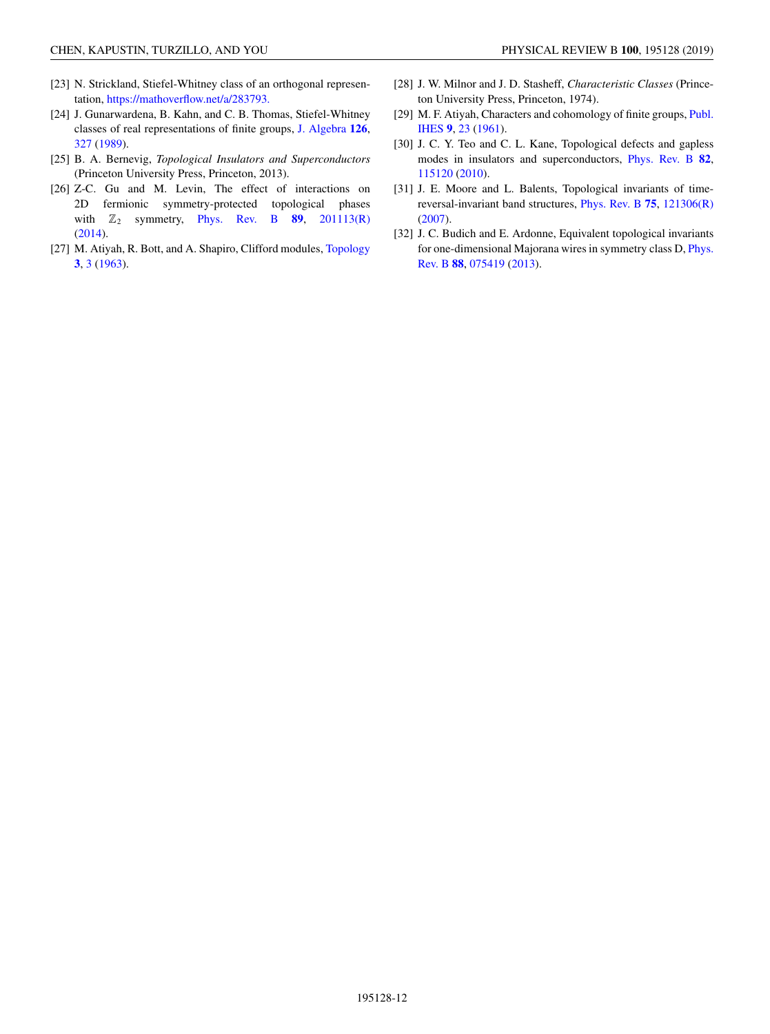[23] N. Strickland, Stiefel-Whitney class of an orthogonal representation, https://mathoverflow.net/a/283793.

[24] J. Gunarwardena, B. Kahn, and C. B. Thomas, Stiefel-Whitney classes of real representations of finite groups, J. Algebra **126**, 327 (1989).

[25] B. A. Bernevig, *Topological Insulators and Superconductors* (Princeton University Press, Princeton, 2013).

[26] Z-C. Gu and M. Levin, The effect of interactions on 2D fermionic symmetry-protected topological phases with $\mathbb{Z}_2$ symmetry, Phys. Rev. B **89**, 201113(R) (2014).

[27] M. Atiyah, R. Bott, and A. Shapiro, Clifford modules, Topology **3**, 3 (1963).

[28] J. W. Milnor and J. D. Stasheff, *Characteristic Classes* (Princeton University Press, Princeton, 1974).

[29] M. F. Atiyah, Characters and cohomology of finite groups, Publ. IHES **9**, 23 (1961).

[30] J. C. Y. Teo and C. L. Kane, Topological defects and gapless modes in insulators and superconductors, Phys. Rev. B **82**, 115120 (2010).

[31] J. E. Moore and L. Balents, Topological invariants of time-reversal-invariant band structures, Phys. Rev. B **75**, 121306(R) (2007).

[32] J. C. Budich and E. Ardonne, Equivalent topological invariants for one-dimensional Majorana wires in symmetry class D, Phys. Rev. B **88**, 075419 (2013).